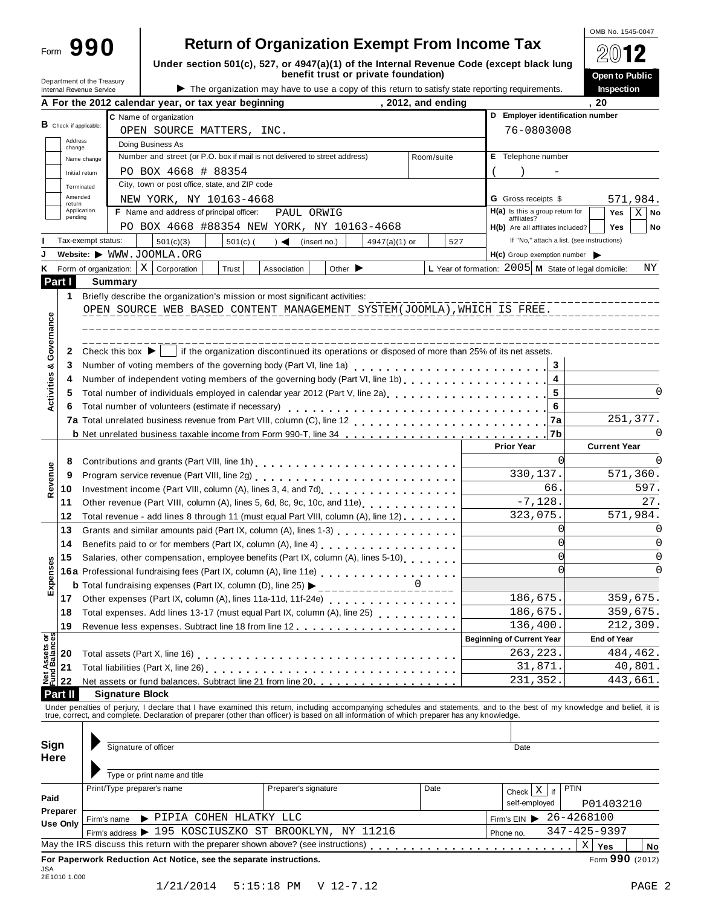Form **990**

# Return of Organization Exempt From Income Tax

**Under section 501(c), 527, or 4947(a)(1) of the Internal Revenue Code (except black lung benefit trust or private foundation)**

▶ The organization may have to use a copy of this return to satisfy state reporting requirements.

OMB No. 1545-0047

**2012**

**Open to Public Inspection**

Department of the Treasury
Internal Revenue Service

**A For the 2012 calendar year, or tax year beginning , 2012, and ending , 20**

**B** Check if applicable: Address change / Name change / Initial return / Terminated / Amended return / Application pending

**C** Name of organization: OPEN SOURCE MATTERS, INC.

Doing Business As

Number and street (or P.O. box if mail is not delivered to street address): PO BOX 4668 # 88354 — Room/suite

City, town or post office, state, and ZIP code: NEW YORK, NY 10163-4668

**D** Employer identification number: 76-0803008

**E** Telephone number: ( ) -

**G** Gross receipts $ 571,984.

**F** Name and address of principal officer: PAUL ORWIG, PO BOX 4668 #88354 NEW YORK, NY 10163-4668

**H(a)** Is this a group return for affiliates? Yes [ ] No [X]

**H(b)** Are all affiliates included? Yes [ ] No [ ] If "No," attach a list. (see instructions)

**I** Tax-exempt status: [ ] 501(c)(3) [ ] 501(c) ( ) ◀ (insert no.) [ ] 4947(a)(1) or [ ] 527

**J** Website: ▶ WWW.JOOMLA.ORG

**H(c)** Group exemption number ▶

**K** Form of organization: [X] Corporation [ ] Trust [ ] Association [ ] Other ▶

**L** Year of formation: 2005 **M** State of legal domicile: NY

## Part I Summary

**Activities & Governance**

1 Briefly describe the organization's mission or most significant activities:
OPEN SOURCE WEB BASED CONTENT MANAGEMENT SYSTEM(JOOMLA),WHICH IS FREE.

2 Check this box ▶ [ ] if the organization discontinued its operations or disposed of more than 25% of its net assets.

| Line | Description | | Value |
|---|---|---|---|
| 3 | Number of voting members of the governing body (Part VI, line 1a) | 3 | |
| 4 | Number of independent voting members of the governing body (Part VI, line 1b) | 4 | |
| 5 | Total number of individuals employed in calendar year 2012 (Part V, line 2a) | 5 | 0 |
| 6 | Total number of volunteers (estimate if necessary) | 6 | |
| 7a | Total unrelated business revenue from Part VIII, column (C), line 12 | 7a | 251,377. |
| b | Net unrelated business taxable income from Form 990-T, line 34 | 7b | 0 |

| | Line | Description | Prior Year | Current Year |
|---|---|---|---|---|
| Revenue | 8 | Contributions and grants (Part VIII, line 1h) | 0 | 0 |
| | 9 | Program service revenue (Part VIII, line 2g) | 330,137. | 571,360. |
| | 10 | Investment income (Part VIII, column (A), lines 3, 4, and 7d) | 66. | 597. |
| | 11 | Other revenue (Part VIII, column (A), lines 5, 6d, 8c, 9c, 10c, and 11e) | -7,128. | 27. |
| | 12 | Total revenue - add lines 8 through 11 (must equal Part VIII, column (A), line 12) | 323,075. | 571,984. |
| Expenses | 13 | Grants and similar amounts paid (Part IX, column (A), lines 1-3) | 0 | 0 |
| | 14 | Benefits paid to or for members (Part IX, column (A), line 4) | 0 | 0 |
| | 15 | Salaries, other compensation, employee benefits (Part IX, column (A), lines 5-10) | 0 | 0 |
| | 16a | Professional fundraising fees (Part IX, column (A), line 11e) | 0 | 0 |
| | b | Total fundraising expenses (Part IX, column (D), line 25) ▶ 0 | | |
| | 17 | Other expenses (Part IX, column (A), lines 11a-11d, 11f-24e) | 186,675. | 359,675. |
| | 18 | Total expenses. Add lines 13-17 (must equal Part IX, column (A), line 25) | 186,675. | 359,675. |
| | 19 | Revenue less expenses. Subtract line 18 from line 12 | 136,400. | 212,309. |
| | | | **Beginning of Current Year** | **End of Year** |
| Net Assets or Fund Balances | 20 | Total assets (Part X, line 16) | 263,223. | 484,462. |
| | 21 | Total liabilities (Part X, line 26) | 31,871. | 40,801. |
| | 22 | Net assets or fund balances. Subtract line 21 from line 20 | 231,352. | 443,661. |

## Part II Signature Block

Under penalties of perjury, I declare that I have examined this return, including accompanying schedules and statements, and to the best of my knowledge and belief, it is true, correct, and complete. Declaration of preparer (other than officer) is based on all information of which preparer has any knowledge.

**Sign Here**

Signature of officer — Date

Type or print name and title

**Paid Preparer Use Only**

| Print/Type preparer's name | Preparer's signature | Date | Check [X] if self-employed | PTIN P01403210 |
|---|---|---|---|---|
| Firm's name ▶ PIPIA COHEN HLATKY LLC | | | Firm's EIN ▶ 26-4268100 | |
| Firm's address ▶ 195 KOSCIUSZKO ST BROOKLYN, NY 11216 | | | Phone no. 347-425-9397 | |

May the IRS discuss this return with the preparer shown above? (see instructions) [X] Yes [ ] No

**For Paperwork Reduction Act Notice, see the separate instructions.** Form **990** (2012)

JSA 2E1010 1.000

1/21/2014 5:15:18 PM V 12-7.12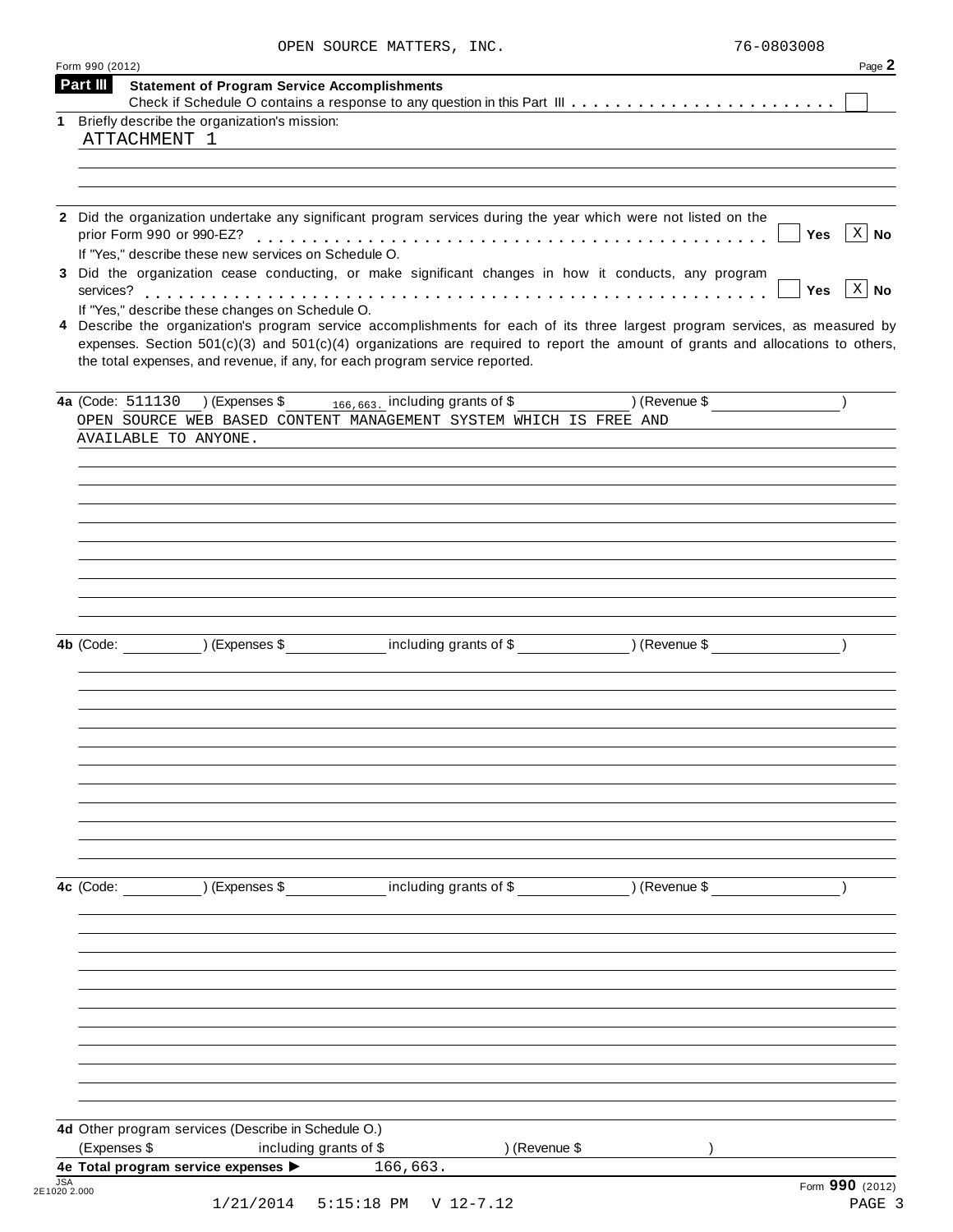OPEN SOURCE MATTERS, INC. 76-0803008

Form 990 (2012)

## Part III Statement of Program Service Accomplishments

Check if Schedule O contains a response to any question in this Part III . . . . . . . . . . . . . . . . . . . . . . . . [ ]

**1** Briefly describe the organization's mission:

ATTACHMENT 1

**2** Did the organization undertake any significant program services during the year which were not listed on the prior Form 990 or 990-EZ? . . . . . . . . . . . . . . . . . . . . . . . . . . . . . . . . . . . . . . . . . . [ ] Yes [X] No

If "Yes," describe these new services on Schedule O.

**3** Did the organization cease conducting, or make significant changes in how it conducts, any program services? . . . . . . . . . . . . . . . . . . . . . . . . . . . . . . . . . . . . . . . . . . . . . . . . . . . [ ] Yes [X] No

If "Yes," describe these changes on Schedule O.

**4** Describe the organization's program service accomplishments for each of its three largest program services, as measured by expenses. Section 501(c)(3) and 501(c)(4) organizations are required to report the amount of grants and allocations to others, the total expenses, and revenue, if any, for each program service reported.

**4a** (Code: 511130 ) (Expenses $ 166,663. including grants of $ ) (Revenue $ )

OPEN SOURCE WEB BASED CONTENT MANAGEMENT SYSTEM WHICH IS FREE AND AVAILABLE TO ANYONE.

**4b** (Code: ) (Expenses $ including grants of $ ) (Revenue $ )

**4c** (Code: ) (Expenses $ including grants of $ ) (Revenue $ )

**4d** Other program services (Describe in Schedule O.)

(Expenses $ including grants of $ ) (Revenue $ )

**4e Total program service expenses ▶** 166,663.

Form **990** (2012)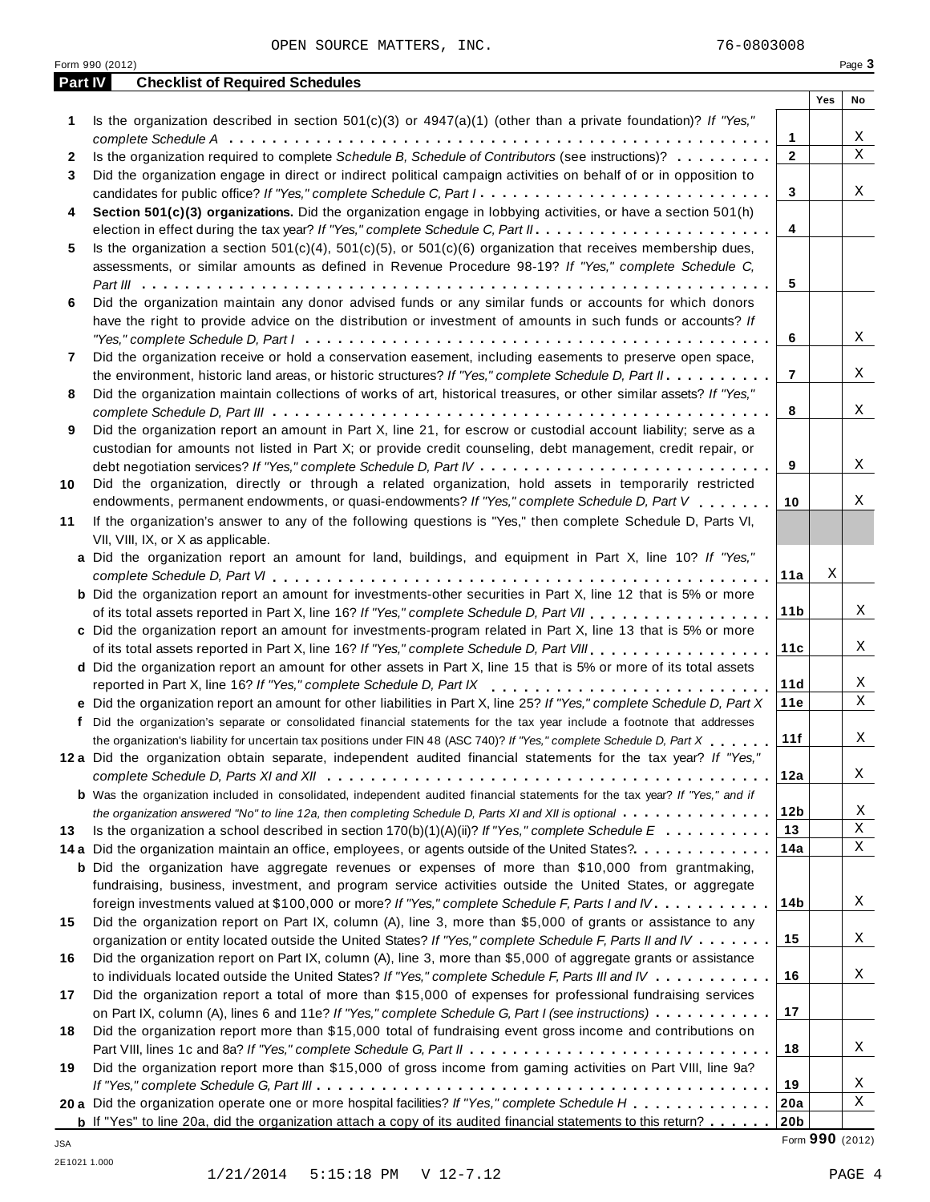OPEN SOURCE MATTERS, INC. 76-0803008

Form 990 (2012)

## Part IV Checklist of Required Schedules

| | | | Yes | No |
|---|---|---|---|---|
| **1** | Is the organization described in section 501(c)(3) or 4947(a)(1) (other than a private foundation)? *If "Yes," complete Schedule A* | 1 | | X |
| **2** | Is the organization required to complete *Schedule B, Schedule of Contributors* (see instructions)? | 2 | | X |
| **3** | Did the organization engage in direct or indirect political campaign activities on behalf of or in opposition to candidates for public office? *If "Yes," complete Schedule C, Part I* | 3 | | X |
| **4** | **Section 501(c)(3) organizations.** Did the organization engage in lobbying activities, or have a section 501(h) election in effect during the tax year? *If "Yes," complete Schedule C, Part II* | 4 | | |
| **5** | Is the organization a section 501(c)(4), 501(c)(5), or 501(c)(6) organization that receives membership dues, assessments, or similar amounts as defined in Revenue Procedure 98-19? *If "Yes," complete Schedule C, Part III* | 5 | | |
| **6** | Did the organization maintain any donor advised funds or any similar funds or accounts for which donors have the right to provide advice on the distribution or investment of amounts in such funds or accounts? *If "Yes," complete Schedule D, Part I* | 6 | | X |
| **7** | Did the organization receive or hold a conservation easement, including easements to preserve open space, the environment, historic land areas, or historic structures? *If "Yes," complete Schedule D, Part II* | 7 | | X |
| **8** | Did the organization maintain collections of works of art, historical treasures, or other similar assets? *If "Yes," complete Schedule D, Part III* | 8 | | X |
| **9** | Did the organization report an amount in Part X, line 21, for escrow or custodial account liability; serve as a custodian for amounts not listed in Part X; or provide credit counseling, debt management, credit repair, or debt negotiation services? *If "Yes," complete Schedule D, Part IV* | 9 | | X |
| **10** | Did the organization, directly or through a related organization, hold assets in temporarily restricted endowments, permanent endowments, or quasi-endowments? *If "Yes," complete Schedule D, Part V* | 10 | | X |
| **11** | If the organization's answer to any of the following questions is "Yes," then complete Schedule D, Parts VI, VII, VIII, IX, or X as applicable. | | | |
| **a** | Did the organization report an amount for land, buildings, and equipment in Part X, line 10? *If "Yes," complete Schedule D, Part VI* | 11a | X | |
| **b** | Did the organization report an amount for investments-other securities in Part X, line 12 that is 5% or more of its total assets reported in Part X, line 16? *If "Yes," complete Schedule D, Part VII* | 11b | | X |
| **c** | Did the organization report an amount for investments-program related in Part X, line 13 that is 5% or more of its total assets reported in Part X, line 16? *If "Yes," complete Schedule D, Part VIII* | 11c | | X |
| **d** | Did the organization report an amount for other assets in Part X, line 15 that is 5% or more of its total assets reported in Part X, line 16? *If "Yes," complete Schedule D, Part IX* | 11d | | X |
| **e** | Did the organization report an amount for other liabilities in Part X, line 25? *If "Yes," complete Schedule D, Part X* | 11e | | X |
| **f** | Did the organization's separate or consolidated financial statements for the tax year include a footnote that addresses the organization's liability for uncertain tax positions under FIN 48 (ASC 740)? *If "Yes," complete Schedule D, Part X* | 11f | | X |
| **12a** | Did the organization obtain separate, independent audited financial statements for the tax year? *If "Yes," complete Schedule D, Parts XI and XII* | 12a | | X |
| **b** | Was the organization included in consolidated, independent audited financial statements for the tax year? *If "Yes," and if the organization answered "No" to line 12a, then completing Schedule D, Parts XI and XII is optional* | 12b | | X |
| **13** | Is the organization a school described in section 170(b)(1)(A)(ii)? *If "Yes," complete Schedule E* | 13 | | X |
| **14a** | Did the organization maintain an office, employees, or agents outside of the United States? | 14a | | X |
| **b** | Did the organization have aggregate revenues or expenses of more than $10,000 from grantmaking, fundraising, business, investment, and program service activities outside the United States, or aggregate foreign investments valued at $100,000 or more? *If "Yes," complete Schedule F, Parts I and IV* | 14b | | X |
| **15** | Did the organization report on Part IX, column (A), line 3, more than $5,000 of grants or assistance to any organization or entity located outside the United States? *If "Yes," complete Schedule F, Parts II and IV* | 15 | | X |
| **16** | Did the organization report on Part IX, column (A), line 3, more than $5,000 of aggregate grants or assistance to individuals located outside the United States? *If "Yes," complete Schedule F, Parts III and IV* | 16 | | X |
| **17** | Did the organization report a total of more than $15,000 of expenses for professional fundraising services on Part IX, column (A), lines 6 and 11e? *If "Yes," complete Schedule G, Part I (see instructions)* | 17 | | |
| **18** | Did the organization report more than $15,000 total of fundraising event gross income and contributions on Part VIII, lines 1c and 8a? *If "Yes," complete Schedule G, Part II* | 18 | | X |
| **19** | Did the organization report more than $15,000 of gross income from gaming activities on Part VIII, line 9a? *If "Yes," complete Schedule G, Part III* | 19 | | X |
| **20a** | Did the organization operate one or more hospital facilities? *If "Yes," complete Schedule H* | 20a | | X |
| **b** | If "Yes" to line 20a, did the organization attach a copy of its audited financial statements to this return? | 20b | | |

Form **990** (2012)

JSA
2E1021 1.000

1/21/2014 5:15:18 PM V 12-7.12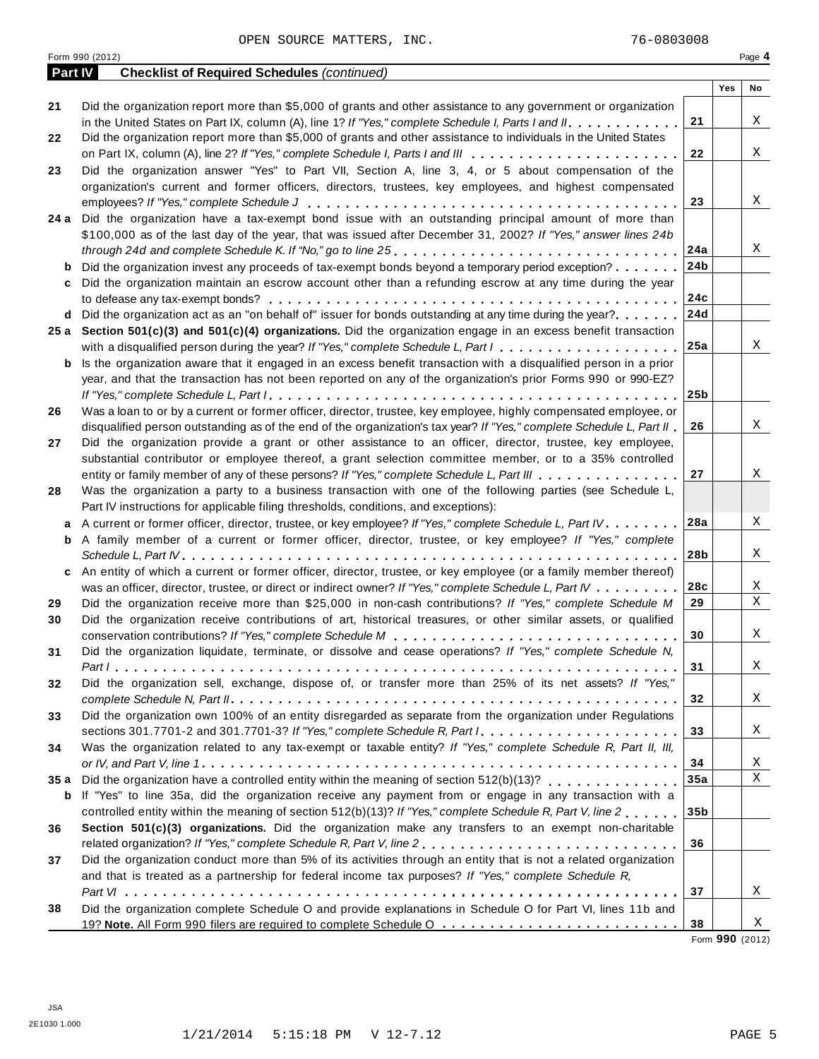OPEN SOURCE MATTERS, INC. 76-0803008

Form 990 (2012)

## Part IV Checklist of Required Schedules *(continued)*

| | | | Yes | No |
|---|---|---|---|---|
| **21** | Did the organization report more than $5,000 of grants and other assistance to any government or organization in the United States on Part IX, column (A), line 1? *If "Yes," complete Schedule I, Parts I and II* | 21 | | X |
| **22** | Did the organization report more than $5,000 of grants and other assistance to individuals in the United States on Part IX, column (A), line 2? *If "Yes," complete Schedule I, Parts I and III* | 22 | | X |
| **23** | Did the organization answer "Yes" to Part VII, Section A, line 3, 4, or 5 about compensation of the organization's current and former officers, directors, trustees, key employees, and highest compensated employees? *If "Yes," complete Schedule J* | 23 | | X |
| **24 a** | Did the organization have a tax-exempt bond issue with an outstanding principal amount of more than $100,000 as of the last day of the year, that was issued after December 31, 2002? *If "Yes," answer lines 24b through 24d and complete Schedule K. If "No," go to line 25* | 24a | | X |
| **b** | Did the organization invest any proceeds of tax-exempt bonds beyond a temporary period exception? | 24b | | |
| **c** | Did the organization maintain an escrow account other than a refunding escrow at any time during the year to defease any tax-exempt bonds? | 24c | | |
| **d** | Did the organization act as an "on behalf of" issuer for bonds outstanding at any time during the year? | 24d | | |
| **25 a** | **Section 501(c)(3) and 501(c)(4) organizations.** Did the organization engage in an excess benefit transaction with a disqualified person during the year? *If "Yes," complete Schedule L, Part I* | 25a | | X |
| **b** | Is the organization aware that it engaged in an excess benefit transaction with a disqualified person in a prior year, and that the transaction has not been reported on any of the organization's prior Forms 990 or 990-EZ? *If "Yes," complete Schedule L, Part I* | 25b | | |
| **26** | Was a loan to or by a current or former officer, director, trustee, key employee, highly compensated employee, or disqualified person outstanding as of the end of the organization's tax year? *If "Yes," complete Schedule L, Part II* | 26 | | X |
| **27** | Did the organization provide a grant or other assistance to an officer, director, trustee, key employee, substantial contributor or employee thereof, a grant selection committee member, or to a 35% controlled entity or family member of any of these persons? *If "Yes," complete Schedule L, Part III* | 27 | | X |
| **28** | Was the organization a party to a business transaction with one of the following parties (see Schedule L, Part IV instructions for applicable filing thresholds, conditions, and exceptions): | | | |
| **a** | A current or former officer, director, trustee, or key employee? *If "Yes," complete Schedule L, Part IV* | 28a | | X |
| **b** | A family member of a current or former officer, director, trustee, or key employee? *If "Yes," complete Schedule L, Part IV* | 28b | | X |
| **c** | An entity of which a current or former officer, director, trustee, or key employee (or a family member thereof) was an officer, director, trustee, or direct or indirect owner? *If "Yes," complete Schedule L, Part IV* | 28c | | X |
| **29** | Did the organization receive more than $25,000 in non-cash contributions? *If "Yes," complete Schedule M* | 29 | | X |
| **30** | Did the organization receive contributions of art, historical treasures, or other similar assets, or qualified conservation contributions? *If "Yes," complete Schedule M* | 30 | | X |
| **31** | Did the organization liquidate, terminate, or dissolve and cease operations? *If "Yes," complete Schedule N, Part I* | 31 | | X |
| **32** | Did the organization sell, exchange, dispose of, or transfer more than 25% of its net assets? *If "Yes," complete Schedule N, Part II* | 32 | | X |
| **33** | Did the organization own 100% of an entity disregarded as separate from the organization under Regulations sections 301.7701-2 and 301.7701-3? *If "Yes," complete Schedule R, Part I* | 33 | | X |
| **34** | Was the organization related to any tax-exempt or taxable entity? *If "Yes," complete Schedule R, Part II, III, or IV, and Part V, line 1* | 34 | | X |
| **35 a** | Did the organization have a controlled entity within the meaning of section 512(b)(13)? | 35a | | X |
| **b** | If "Yes" to line 35a, did the organization receive any payment from or engage in any transaction with a controlled entity within the meaning of section 512(b)(13)? *If "Yes," complete Schedule R, Part V, line 2* | 35b | | |
| **36** | **Section 501(c)(3) organizations.** Did the organization make any transfers to an exempt non-charitable related organization? *If "Yes," complete Schedule R, Part V, line 2* | 36 | | |
| **37** | Did the organization conduct more than 5% of its activities through an entity that is not a related organization and that is treated as a partnership for federal income tax purposes? *If "Yes," complete Schedule R, Part VI* | 37 | | X |
| **38** | Did the organization complete Schedule O and provide explanations in Schedule O for Part VI, lines 11b and 19? **Note.** All Form 990 filers are required to complete Schedule O | 38 | | X |

Form **990** (2012)

JSA
2E1030 1.000

1/21/2014 5:15:18 PM V 12-7.12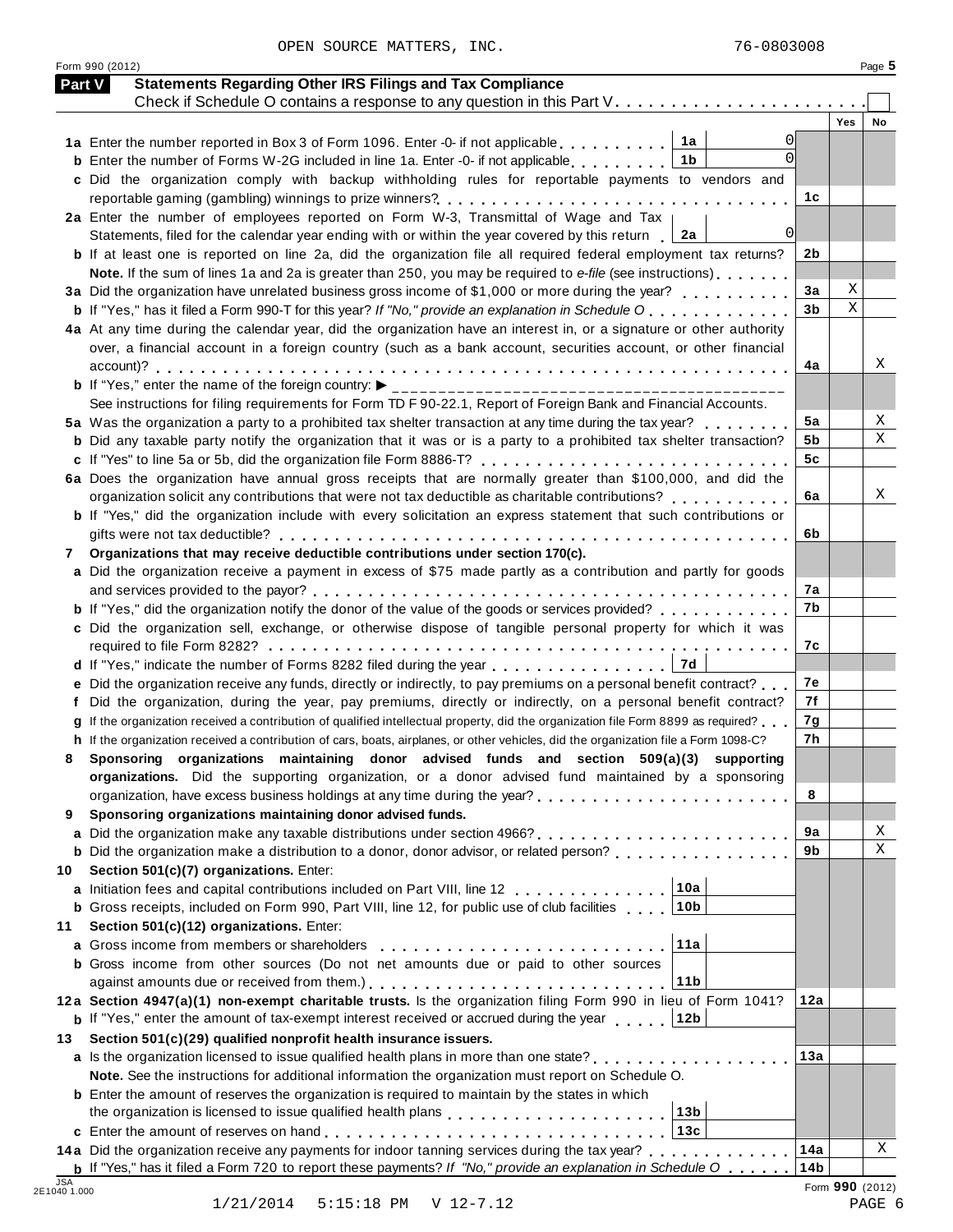OPEN SOURCE MATTERS, INC. 76-0803008

Form 990 (2012) Page **5**

## Part V Statements Regarding Other IRS Filings and Tax Compliance

Check if Schedule O contains a response to any question in this Part V . . . . . . . . . . . . . . . . . . . . . . . ☐

| | | | | Yes | No |
|---|---|---|---|---|---|
| **1a** | Enter the number reported in Box 3 of Form 1096. Enter -0- if not applicable | 1a | 0 | | |
| **b** | Enter the number of Forms W-2G included in line 1a. Enter -0- if not applicable | 1b | 0 | | |
| **c** | Did the organization comply with backup withholding rules for reportable payments to vendors and reportable gaming (gambling) winnings to prize winners? | | 1c | | |
| **2a** | Enter the number of employees reported on Form W-3, Transmittal of Wage and Tax Statements, filed for the calendar year ending with or within the year covered by this return | 2a | 0 | | |
| **b** | If at least one is reported on line 2a, did the organization file all required federal employment tax returns? | | 2b | | |
| | **Note.** If the sum of lines 1a and 2a is greater than 250, you may be required to *e-file* (see instructions) | | | | |
| **3a** | Did the organization have unrelated business gross income of $1,000 or more during the year? | | 3a | X | |
| **b** | If "Yes," has it filed a Form 990-T for this year? *If "No," provide an explanation in Schedule O* | | 3b | X | |
| **4a** | At any time during the calendar year, did the organization have an interest in, or a signature or other authority over, a financial account in a foreign country (such as a bank account, securities account, or other financial account)? | | 4a | | X |
| **b** | If "Yes," enter the name of the foreign country: ▶ | | | | |
| | See instructions for filing requirements for Form TD F 90-22.1, Report of Foreign Bank and Financial Accounts. | | | | |
| **5a** | Was the organization a party to a prohibited tax shelter transaction at any time during the tax year? | | 5a | | X |
| **b** | Did any taxable party notify the organization that it was or is a party to a prohibited tax shelter transaction? | | 5b | | X |
| **c** | If "Yes" to line 5a or 5b, did the organization file Form 8886-T? | | 5c | | |
| **6a** | Does the organization have annual gross receipts that are normally greater than $100,000, and did the organization solicit any contributions that were not tax deductible as charitable contributions? | | 6a | | X |
| **b** | If "Yes," did the organization include with every solicitation an express statement that such contributions or gifts were not tax deductible? | | 6b | | |
| **7** | **Organizations that may receive deductible contributions under section 170(c).** | | | | |
| **a** | Did the organization receive a payment in excess of $75 made partly as a contribution and partly for goods and services provided to the payor? | | 7a | | |
| **b** | If "Yes," did the organization notify the donor of the value of the goods or services provided? | | 7b | | |
| **c** | Did the organization sell, exchange, or otherwise dispose of tangible personal property for which it was required to file Form 8282? | | 7c | | |
| **d** | If "Yes," indicate the number of Forms 8282 filed during the year | 7d | | | |
| **e** | Did the organization receive any funds, directly or indirectly, to pay premiums on a personal benefit contract? | | 7e | | |
| **f** | Did the organization, during the year, pay premiums, directly or indirectly, on a personal benefit contract? | | 7f | | |
| **g** | If the organization received a contribution of qualified intellectual property, did the organization file Form 8899 as required? | | 7g | | |
| **h** | If the organization received a contribution of cars, boats, airplanes, or other vehicles, did the organization file a Form 1098-C? | | 7h | | |
| **8** | **Sponsoring organizations maintaining donor advised funds and section 509(a)(3) supporting organizations.** Did the supporting organization, or a donor advised fund maintained by a sponsoring organization, have excess business holdings at any time during the year? | | 8 | | |
| **9** | **Sponsoring organizations maintaining donor advised funds.** | | | | |
| **a** | Did the organization make any taxable distributions under section 4966? | | 9a | | X |
| **b** | Did the organization make a distribution to a donor, donor advisor, or related person? | | 9b | | X |
| **10** | **Section 501(c)(7) organizations.** Enter: | | | | |
| **a** | Initiation fees and capital contributions included on Part VIII, line 12 | 10a | | | |
| **b** | Gross receipts, included on Form 990, Part VIII, line 12, for public use of club facilities | 10b | | | |
| **11** | **Section 501(c)(12) organizations.** Enter: | | | | |
| **a** | Gross income from members or shareholders | 11a | | | |
| **b** | Gross income from other sources (Do not net amounts due or paid to other sources against amounts due or received from them.) | 11b | | | |
| **12a** | **Section 4947(a)(1) non-exempt charitable trusts.** Is the organization filing Form 990 in lieu of Form 1041? | | 12a | | |
| **b** | If "Yes," enter the amount of tax-exempt interest received or accrued during the year | 12b | | | |
| **13** | **Section 501(c)(29) qualified nonprofit health insurance issuers.** | | | | |
| **a** | Is the organization licensed to issue qualified health plans in more than one state? | | 13a | | |
| | **Note.** See the instructions for additional information the organization must report on Schedule O. | | | | |
| **b** | Enter the amount of reserves the organization is required to maintain by the states in which the organization is licensed to issue qualified health plans | 13b | | | |
| **c** | Enter the amount of reserves on hand | 13c | | | |
| **14a** | Did the organization receive any payments for indoor tanning services during the tax year? | | 14a | | X |
| **b** | If "Yes," has it filed a Form 720 to report these payments? *If "No," provide an explanation in Schedule O* | | 14b | | |

Form **990** (2012)

1/21/2014 5:15:18 PM V 12-7.12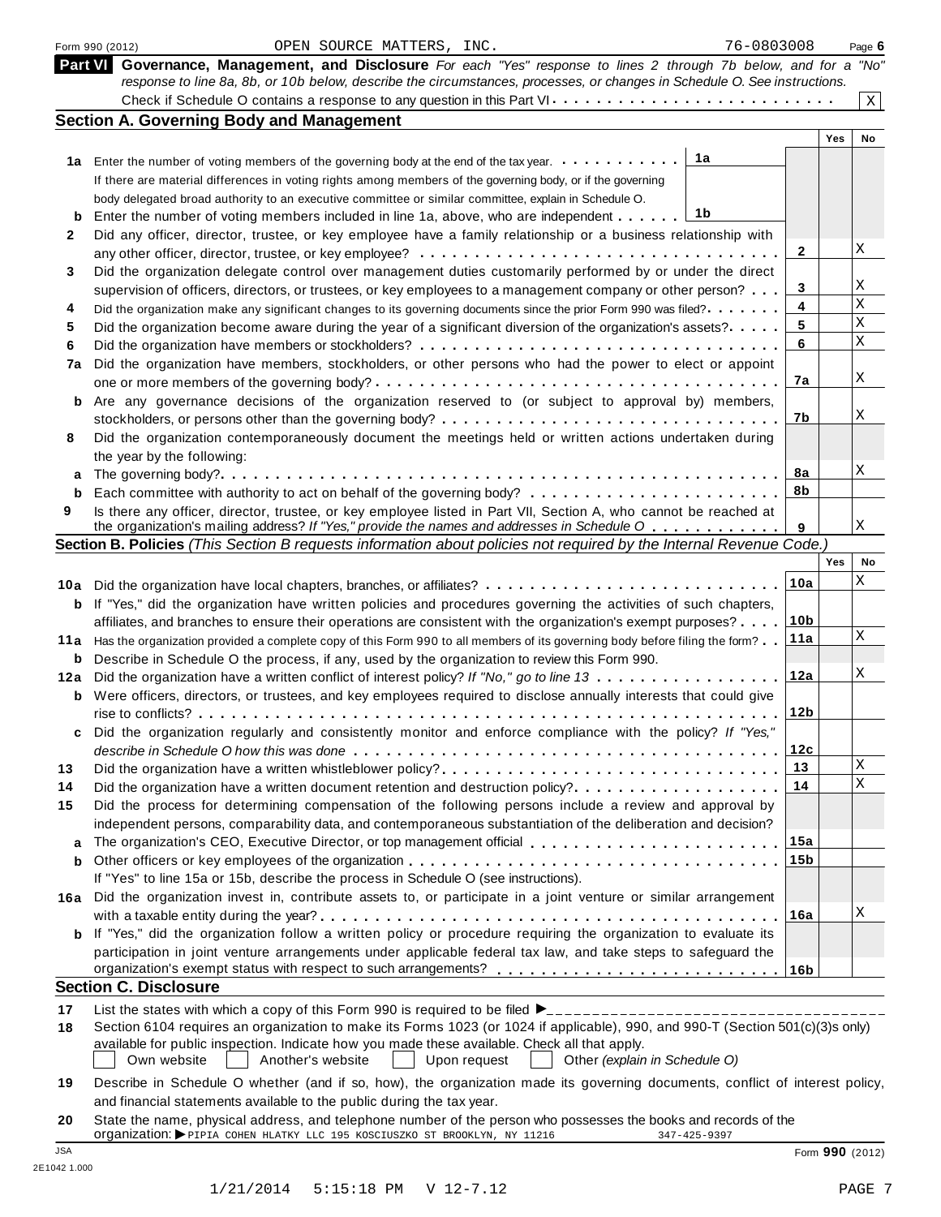Form 990 (2012) OPEN SOURCE MATTERS, INC. 76-0803008 Page 6

## Part VI Governance, Management, and Disclosure

*For each "Yes" response to lines 2 through 7b below, and for a "No" response to line 8a, 8b, or 10b below, describe the circumstances, processes, or changes in Schedule O. See instructions.*

Check if Schedule O contains a response to any question in this Part VI . . . . . X

### Section A. Governing Body and Management

| | | | Yes | No |
|---|---|---|---|---|
| **1a** | Enter the number of voting members of the governing body at the end of the tax year. . . . **1a** ___. If there are material differences in voting rights among members of the governing body, or if the governing body delegated broad authority to an executive committee or similar committee, explain in Schedule O. | | | |
| **b** | Enter the number of voting members included in line 1a, above, who are independent . . . **1b** ___ | | | |
| **2** | Did any officer, director, trustee, or key employee have a family relationship or a business relationship with any other officer, director, trustee, or key employee? | 2 | | X |
| **3** | Did the organization delegate control over management duties customarily performed by or under the direct supervision of officers, directors, or trustees, or key employees to a management company or other person? | 3 | | X |
| **4** | Did the organization make any significant changes to its governing documents since the prior Form 990 was filed? | 4 | | X |
| **5** | Did the organization become aware during the year of a significant diversion of the organization's assets? | 5 | | X |
| **6** | Did the organization have members or stockholders? | 6 | | X |
| **7a** | Did the organization have members, stockholders, or other persons who had the power to elect or appoint one or more members of the governing body? | 7a | | X |
| **b** | Are any governance decisions of the organization reserved to (or subject to approval by) members, stockholders, or persons other than the governing body? | 7b | | X |
| **8** | Did the organization contemporaneously document the meetings held or written actions undertaken during the year by the following: | | | |
| **a** | The governing body? | 8a | | X |
| **b** | Each committee with authority to act on behalf of the governing body? | 8b | | |
| **9** | Is there any officer, director, trustee, or key employee listed in Part VII, Section A, who cannot be reached at the organization's mailing address? *If "Yes," provide the names and addresses in Schedule O* | 9 | | X |

### Section B. Policies *(This Section B requests information about policies not required by the Internal Revenue Code.)*

| | | | Yes | No |
|---|---|---|---|---|
| **10a** | Did the organization have local chapters, branches, or affiliates? | 10a | | X |
| **b** | If "Yes," did the organization have written policies and procedures governing the activities of such chapters, affiliates, and branches to ensure their operations are consistent with the organization's exempt purposes? | 10b | | |
| **11a** | Has the organization provided a complete copy of this Form 990 to all members of its governing body before filing the form? | 11a | | X |
| **b** | Describe in Schedule O the process, if any, used by the organization to review this Form 990. | | | |
| **12a** | Did the organization have a written conflict of interest policy? *If "No," go to line 13* | 12a | | X |
| **b** | Were officers, directors, or trustees, and key employees required to disclose annually interests that could give rise to conflicts? | 12b | | |
| **c** | Did the organization regularly and consistently monitor and enforce compliance with the policy? *If "Yes," describe in Schedule O how this was done* | 12c | | |
| **13** | Did the organization have a written whistleblower policy? | 13 | | X |
| **14** | Did the organization have a written document retention and destruction policy? | 14 | | X |
| **15** | Did the process for determining compensation of the following persons include a review and approval by independent persons, comparability data, and contemporaneous substantiation of the deliberation and decision? | | | |
| **a** | The organization's CEO, Executive Director, or top management official | 15a | | |
| **b** | Other officers or key employees of the organization | 15b | | |
| | If "Yes" to line 15a or 15b, describe the process in Schedule O (see instructions). | | | |
| **16a** | Did the organization invest in, contribute assets to, or participate in a joint venture or similar arrangement with a taxable entity during the year? | 16a | | X |
| **b** | If "Yes," did the organization follow a written policy or procedure requiring the organization to evaluate its participation in joint venture arrangements under applicable federal tax law, and take steps to safeguard the organization's exempt status with respect to such arrangements? | 16b | | |

### Section C. Disclosure

**17** List the states with which a copy of this Form 990 is required to be filed ▶ ___________________________

**18** Section 6104 requires an organization to make its Forms 1023 (or 1024 if applicable), 990, and 990-T (Section 501(c)(3)s only) available for public inspection. Indicate how you made these available. Check all that apply.

☐ Own website ☐ Another's website ☐ Upon request ☐ Other *(explain in Schedule O)*

**19** Describe in Schedule O whether (and if so, how), the organization made its governing documents, conflict of interest policy, and financial statements available to the public during the tax year.

**20** State the name, physical address, and telephone number of the person who possesses the books and records of the organization: ▶ PIPIA COHEN HLATKY LLC 195 KOSCIUSZKO ST BROOKLYN, NY 11216 347-425-9397

Form **990** (2012)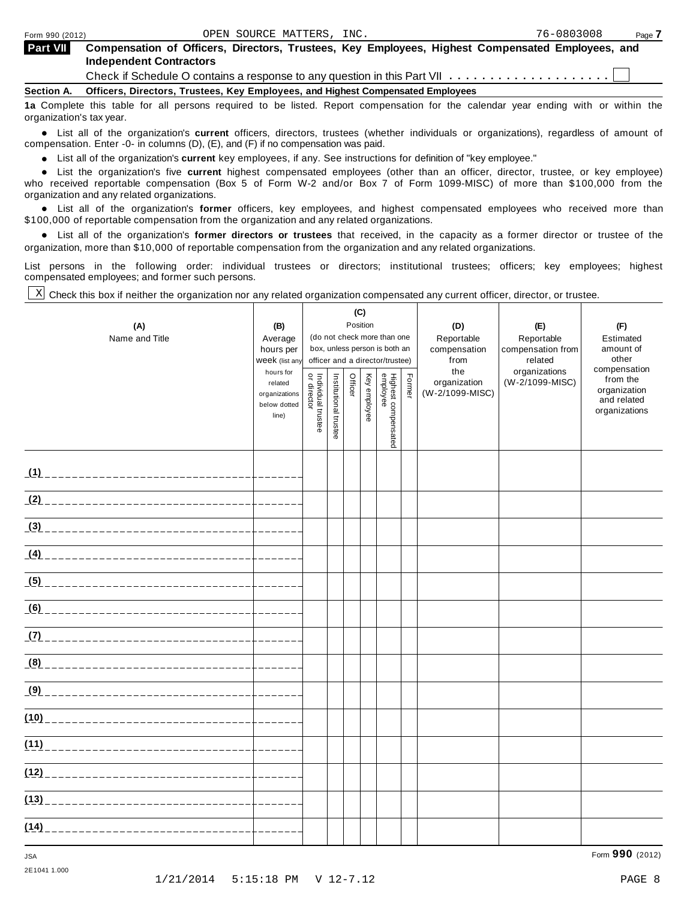Form 990 (2012) OPEN SOURCE MATTERS, INC. 76-0803008 Page **7**

## Part VII Compensation of Officers, Directors, Trustees, Key Employees, Highest Compensated Employees, and Independent Contractors

Check if Schedule O contains a response to any question in this Part VII . . . . . . . . . . . . . . . . . . . . ☐

### Section A. Officers, Directors, Trustees, Key Employees, and Highest Compensated Employees

**1a** Complete this table for all persons required to be listed. Report compensation for the calendar year ending with or within the organization's tax year.

- List all of the organization's **current** officers, directors, trustees (whether individuals or organizations), regardless of amount of compensation. Enter -0- in columns (D), (E), and (F) if no compensation was paid.
- List all of the organization's **current** key employees, if any. See instructions for definition of "key employee."
- List the organization's five **current** highest compensated employees (other than an officer, director, trustee, or key employee) who received reportable compensation (Box 5 of Form W-2 and/or Box 7 of Form 1099-MISC) of more than $100,000 from the organization and any related organizations.
- List all of the organization's **former** officers, key employees, and highest compensated employees who received more than $100,000 of reportable compensation from the organization and any related organizations.
- List all of the organization's **former directors or trustees** that received, in the capacity as a former director or trustee of the organization, more than $10,000 of reportable compensation from the organization and any related organizations.

List persons in the following order: individual trustees or directors; institutional trustees; officers; key employees; highest compensated employees; and former such persons.

☒ Check this box if neither the organization nor any related organization compensated any current officer, director, or trustee.

| (A) Name and Title | (B) Average hours per week (list any hours for related organizations below dotted line) | (C) Position (do not check more than one box, unless person is both an officer and a director/trustee) | | | | | | (D) Reportable compensation from the organization (W-2/1099-MISC) | (E) Reportable compensation from related organizations (W-2/1099-MISC) | (F) Estimated amount of other compensation from the organization and related organizations |
|---|---|---|---|---|---|---|---|---|---|---|
| | | Individual trustee or director | Institutional trustee | Officer | Key employee | Highest compensated employee | Former | | | |
| (1) | | | | | | | | | | |
| (2) | | | | | | | | | | |
| (3) | | | | | | | | | | |
| (4) | | | | | | | | | | |
| (5) | | | | | | | | | | |
| (6) | | | | | | | | | | |
| (7) | | | | | | | | | | |
| (8) | | | | | | | | | | |
| (9) | | | | | | | | | | |
| (10) | | | | | | | | | | |
| (11) | | | | | | | | | | |
| (12) | | | | | | | | | | |
| (13) | | | | | | | | | | |
| (14) | | | | | | | | | | |

JSA
2E1041 1.000

Form **990** (2012)

1/21/2014 5:15:18 PM V 12-7.12 PAGE 8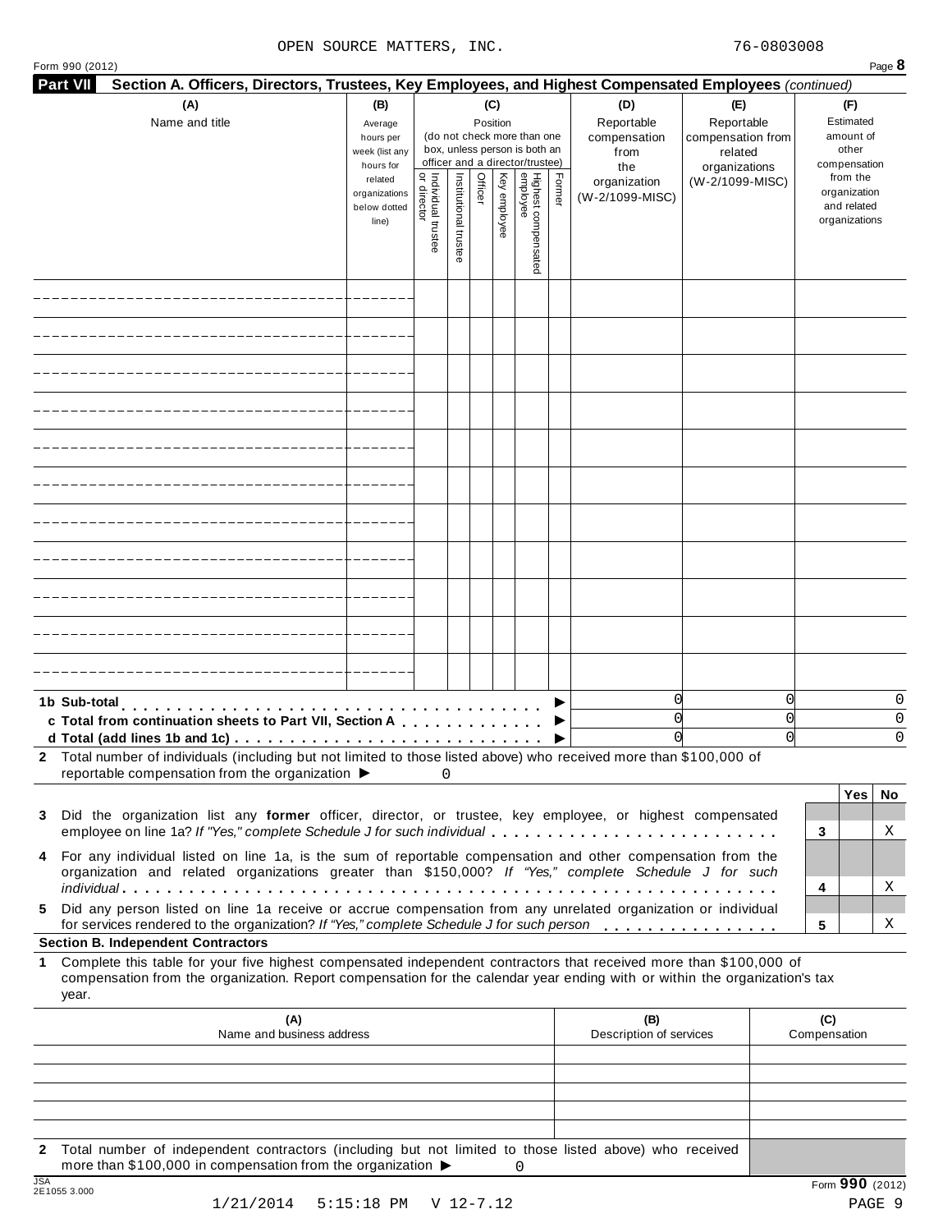OPEN SOURCE MATTERS, INC. 76-0803008

Form 990 (2012) Page **8**

## Part VII Section A. Officers, Directors, Trustees, Key Employees, and Highest Compensated Employees *(continued)*

| (A) Name and title | (B) Average hours per week (list any hours for related organizations below dotted line) | (C) Position (do not check more than one box, unless person is both an officer and a director/trustee): Individual trustee or director | Institutional trustee | Officer | Key employee | Highest compensated employee | Former | (D) Reportable compensation from the organization (W-2/1099-MISC) | (E) Reportable compensation from related organizations (W-2/1099-MISC) | (F) Estimated amount of other compensation from the organization and related organizations |
|---|---|---|---|---|---|---|---|---|---|---|
| | | | | | | | | | | |
| | | | | | | | | | | |
| | | | | | | | | | | |
| | | | | | | | | | | |
| | | | | | | | | | | |
| | | | | | | | | | | |
| | | | | | | | | | | |
| | | | | | | | | | | |
| | | | | | | | | | | |
| | | | | | | | | | | |
| | | | | | | | | | | |
| **1b Sub-total** ▶ | | | | | | | | 0 | 0 | 0 |
| **c Total from continuation sheets to Part VII, Section A** ▶ | | | | | | | | 0 | 0 | 0 |
| **d Total (add lines 1b and 1c)** ▶ | | | | | | | | 0 | 0 | 0 |

**2** Total number of individuals (including but not limited to those listed above) who received more than $100,000 of reportable compensation from the organization ▶ 0

| | | Yes | No |
|---|---|---|---|
| **3** Did the organization list any **former** officer, director, or trustee, key employee, or highest compensated employee on line 1a? *If "Yes," complete Schedule J for such individual* | 3 | | X |
| **4** For any individual listed on line 1a, is the sum of reportable compensation and other compensation from the organization and related organizations greater than $150,000? *If "Yes," complete Schedule J for such individual* | 4 | | X |
| **5** Did any person listed on line 1a receive or accrue compensation from any unrelated organization or individual for services rendered to the organization? *If "Yes," complete Schedule J for such person* | 5 | | X |

### Section B. Independent Contractors

**1** Complete this table for your five highest compensated independent contractors that received more than $100,000 of compensation from the organization. Report compensation for the calendar year ending with or within the organization's tax year.

| (A) Name and business address | (B) Description of services | (C) Compensation |
|---|---|---|
| | | |
| | | |
| | | |
| | | |
| | | |

**2** Total number of independent contractors (including but not limited to those listed above) who received more than $100,000 in compensation from the organization ▶ 0

JSA 2E1055 3.000

Form **990** (2012)

1/21/2014 5:15:18 PM V 12-7.12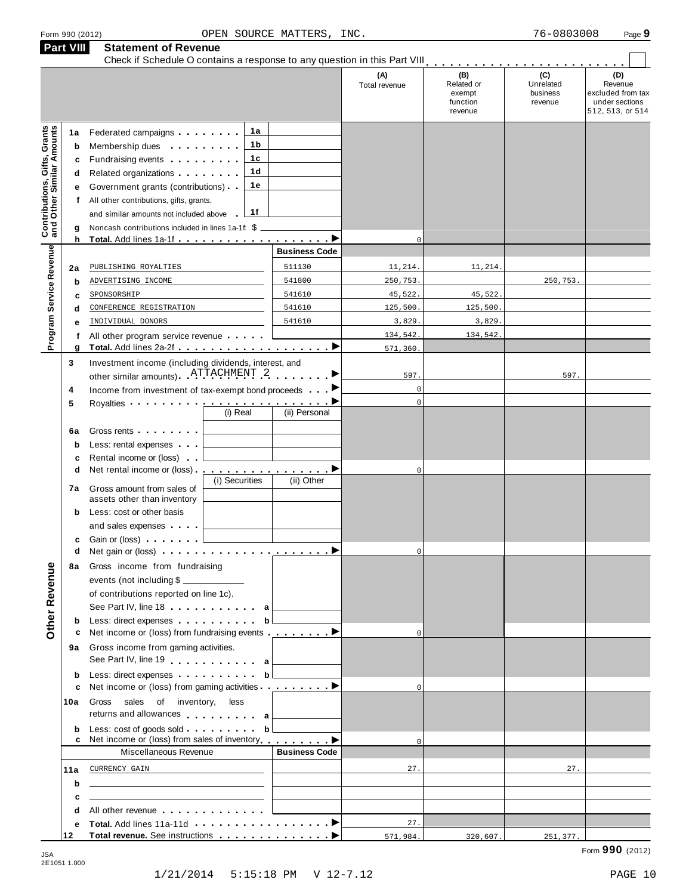Form 990 (2012) OPEN SOURCE MATTERS, INC. 76-0803008

## Part VIII Statement of Revenue

Check if Schedule O contains a response to any question in this Part VIII

| | | | | (A) Total revenue | (B) Related or exempt function revenue | (C) Unrelated business revenue | (D) Revenue excluded from tax under sections 512, 513, or 514 |
|---|---|---|---|---|---|---|---|
| **Contributions, Gifts, Grants and Other Similar Amounts** | 1a | Federated campaigns | 1a | | | | |
| | b | Membership dues | 1b | | | | |
| | c | Fundraising events | 1c | | | | |
| | d | Related organizations | 1d | | | | |
| | e | Government grants (contributions) | 1e | | | | |
| | f | All other contributions, gifts, grants, and similar amounts not included above | 1f | | | | |
| | g | Noncash contributions included in lines 1a-1f: $ | | | | | |
| | h | **Total.** Add lines 1a-1f | | 0 | | | |
| **Program Service Revenue** | | | **Business Code** | | | | |
| | 2a | PUBLISHING ROYALTIES | 511130 | 11,214. | 11,214. | | |
| | b | ADVERTISING INCOME | 541800 | 250,753. | | 250,753. | |
| | c | SPONSORSHIP | 541610 | 45,522. | 45,522. | | |
| | d | CONFERENCE REGISTRATION | 541610 | 125,500. | 125,500. | | |
| | e | INDIVIDUAL DONORS | 541610 | 3,829. | 3,829. | | |
| | f | All other program service revenue | | 134,542. | 134,542. | | |
| | g | **Total.** Add lines 2a-2f | | 571,360. | | | |
| **Other Revenue** | 3 | Investment income (including dividends, interest, and other similar amounts) ATTACHMENT 2 | | 597. | | 597. | |
| | 4 | Income from investment of tax-exempt bond proceeds | | 0 | | | |
| | 5 | Royalties | | 0 | | | |
| | | | (i) Real / (ii) Personal | | | | |
| | 6a | Gross rents | | | | | |
| | b | Less: rental expenses | | | | | |
| | c | Rental income or (loss) | | | | | |
| | d | Net rental income or (loss) | | 0 | | | |
| | | | (i) Securities / (ii) Other | | | | |
| | 7a | Gross amount from sales of assets other than inventory | | | | | |
| | b | Less: cost or other basis and sales expenses | | | | | |
| | c | Gain or (loss) | | | | | |
| | d | Net gain or (loss) | | 0 | | | |
| | 8a | Gross income from fundraising events (not including $ of contributions reported on line 1c). See Part IV, line 18 | a | | | | |
| | b | Less: direct expenses | b | | | | |
| | c | Net income or (loss) from fundraising events | | 0 | | | |
| | 9a | Gross income from gaming activities. See Part IV, line 19 | a | | | | |
| | b | Less: direct expenses | b | | | | |
| | c | Net income or (loss) from gaming activities | | 0 | | | |
| | 10a | Gross sales of inventory, less returns and allowances | a | | | | |
| | b | Less: cost of goods sold | b | | | | |
| | c | Net income or (loss) from sales of inventory | | 0 | | | |
| | | Miscellaneous Revenue | **Business Code** | | | | |
| | 11a | CURRENCY GAIN | | 27. | | 27. | |
| | b | | | | | | |
| | c | | | | | | |
| | d | All other revenue | | | | | |
| | e | **Total.** Add lines 11a-11d | | 27. | | | |
| | 12 | **Total revenue.** See instructions | | 571,984. | 320,607. | 251,377. | |

JSA 2E1051 1.000

Form **990** (2012)

1/21/2014 5:15:18 PM V 12-7.12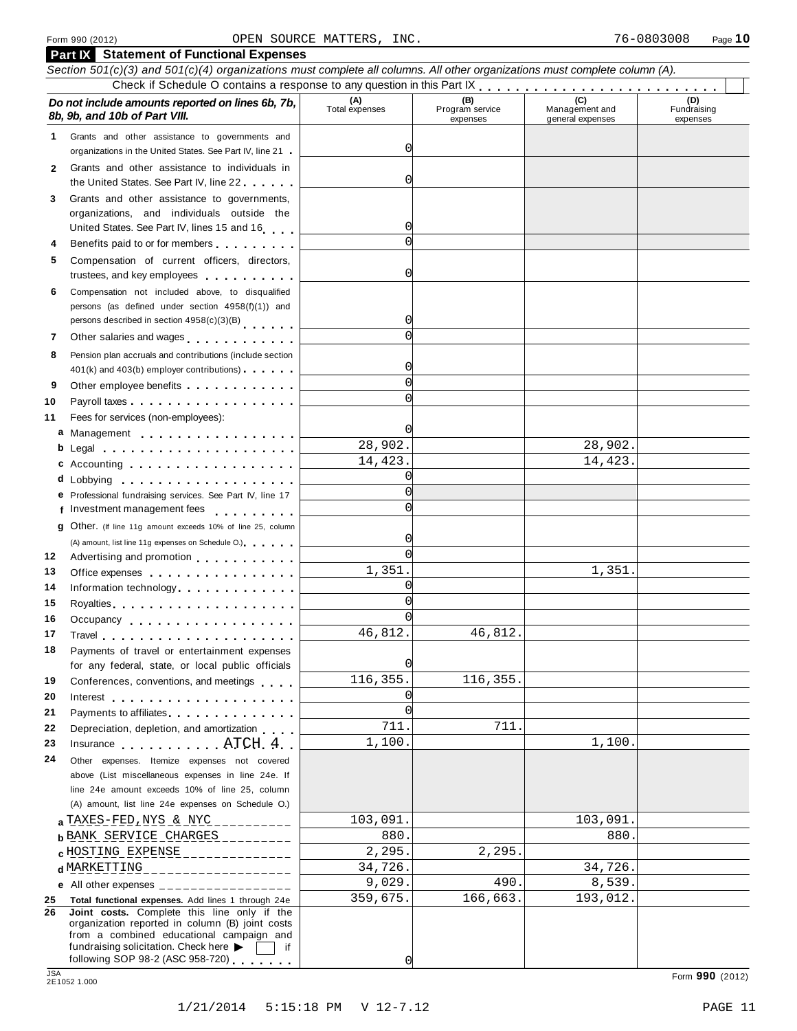Form 990 (2012) OPEN SOURCE MATTERS, INC. 76-0803008

## Part IX Statement of Functional Expenses

*Section 501(c)(3) and 501(c)(4) organizations must complete all columns. All other organizations must complete column (A).*

Check if Schedule O contains a response to any question in this Part IX . . . . . . . . . . . . . . . . . . . . . . . . . ☐

| | *Do not include amounts reported on lines 6b, 7b, 8b, 9b, and 10b of Part VIII.* | (A) Total expenses | (B) Program service expenses | (C) Management and general expenses | (D) Fundraising expenses |
|---|---|---|---|---|---|
| 1 | Grants and other assistance to governments and organizations in the United States. See Part IV, line 21 | 0 | | | |
| 2 | Grants and other assistance to individuals in the United States. See Part IV, line 22 | 0 | | | |
| 3 | Grants and other assistance to governments, organizations, and individuals outside the United States. See Part IV, lines 15 and 16 | 0 | | | |
| 4 | Benefits paid to or for members | 0 | | | |
| 5 | Compensation of current officers, directors, trustees, and key employees | 0 | | | |
| 6 | Compensation not included above, to disqualified persons (as defined under section 4958(f)(1)) and persons described in section 4958(c)(3)(B) | 0 | | | |
| 7 | Other salaries and wages | 0 | | | |
| 8 | Pension plan accruals and contributions (include section 401(k) and 403(b) employer contributions) | 0 | | | |
| 9 | Other employee benefits | 0 | | | |
| 10 | Payroll taxes | 0 | | | |
| 11 | Fees for services (non-employees): | | | | |
| a | Management | 0 | | | |
| b | Legal | 28,902. | | 28,902. | |
| c | Accounting | 14,423. | | 14,423. | |
| d | Lobbying | 0 | | | |
| e | Professional fundraising services. See Part IV, line 17 | 0 | | | |
| f | Investment management fees | 0 | | | |
| g | Other. (If line 11g amount exceeds 10% of line 25, column (A) amount, list line 11g expenses on Schedule O.) | 0 | | | |
| 12 | Advertising and promotion | 0 | | | |
| 13 | Office expenses | 1,351. | | 1,351. | |
| 14 | Information technology | 0 | | | |
| 15 | Royalties | 0 | | | |
| 16 | Occupancy | 0 | | | |
| 17 | Travel | 46,812. | 46,812. | | |
| 18 | Payments of travel or entertainment expenses for any federal, state, or local public officials | 0 | | | |
| 19 | Conferences, conventions, and meetings | 116,355. | 116,355. | | |
| 20 | Interest | 0 | | | |
| 21 | Payments to affiliates | 0 | | | |
| 22 | Depreciation, depletion, and amortization | 711. | 711. | | |
| 23 | Insurance ATCH 4 | 1,100. | | 1,100. | |
| 24 | Other expenses. Itemize expenses not covered above (List miscellaneous expenses in line 24e. If line 24e amount exceeds 10% of line 25, column (A) amount, list line 24e expenses on Schedule O.) | | | | |
| a | TAXES-FED,NYS & NYC | 103,091. | | 103,091. | |
| b | BANK SERVICE CHARGES | 880. | | 880. | |
| c | HOSTING EXPENSE | 2,295. | 2,295. | | |
| d | MARKETTING | 34,726. | | 34,726. | |
| e | All other expenses | 9,029. | 490. | 8,539. | |
| 25 | **Total functional expenses.** Add lines 1 through 24e | 359,675. | 166,663. | 193,012. | |
| 26 | **Joint costs.** Complete this line only if the organization reported in column (B) joint costs from a combined educational campaign and fundraising solicitation. Check here ▶ ☐ if following SOP 98-2 (ASC 958-720) | 0 | | | |

Form **990** (2012)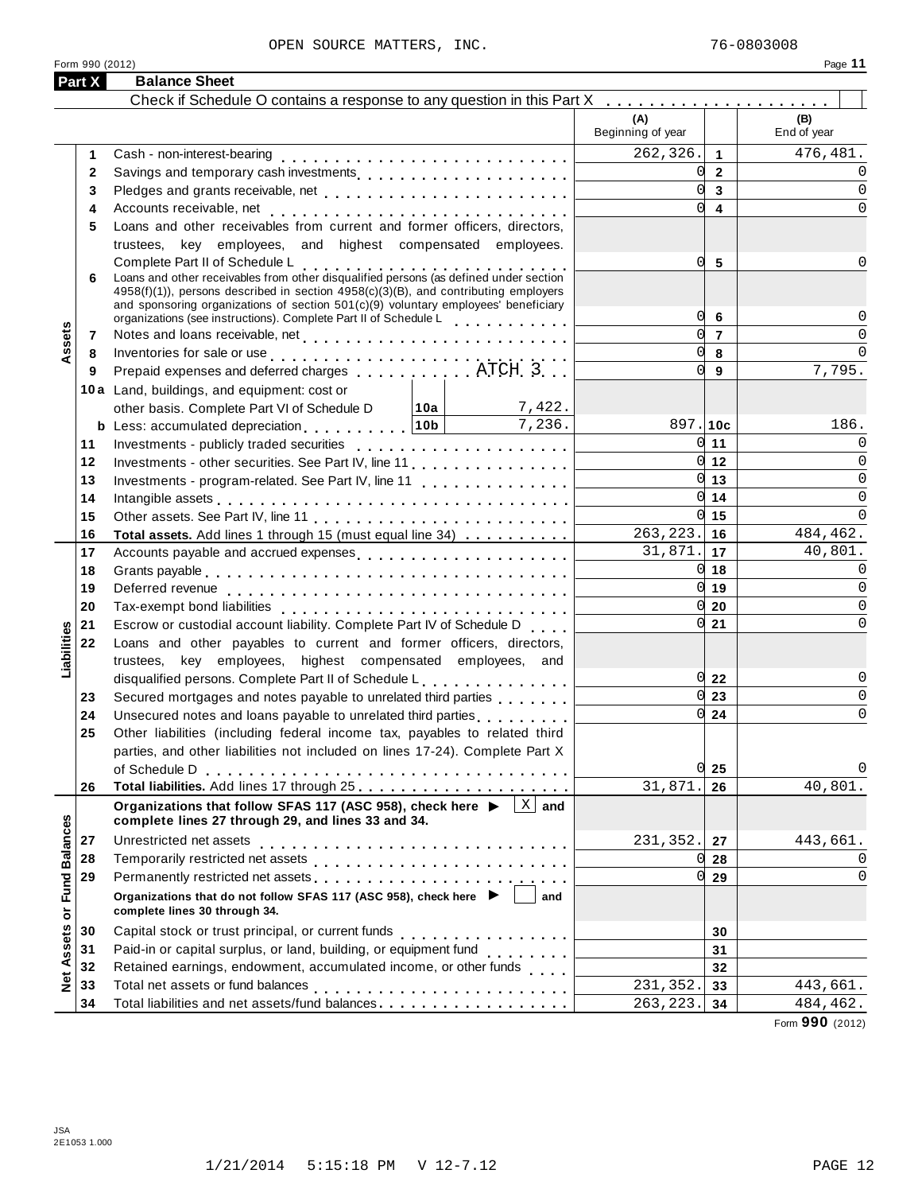OPEN SOURCE MATTERS, INC. 76-0803008

Form 990 (2012)

## Part X Balance Sheet

Check if Schedule O contains a response to any question in this Part X [ ]

| | | | | (A) Beginning of year | | (B) End of year |
|---|---|---|---|---|---|---|
| **Assets** | 1 | Cash - non-interest-bearing | | 262,326. | 1 | 476,481. |
| | 2 | Savings and temporary cash investments | | 0 | 2 | 0 |
| | 3 | Pledges and grants receivable, net | | 0 | 3 | 0 |
| | 4 | Accounts receivable, net | | 0 | 4 | 0 |
| | 5 | Loans and other receivables from current and former officers, directors, trustees, key employees, and highest compensated employees. Complete Part II of Schedule L | | 0 | 5 | 0 |
| | 6 | Loans and other receivables from other disqualified persons (as defined under section 4958(f)(1)), persons described in section 4958(c)(3)(B), and contributing employers and sponsoring organizations of section 501(c)(9) voluntary employees' beneficiary organizations (see instructions). Complete Part II of Schedule L | | 0 | 6 | 0 |
| | 7 | Notes and loans receivable, net | | 0 | 7 | 0 |
| | 8 | Inventories for sale or use | | 0 | 8 | 0 |
| | 9 | Prepaid expenses and deferred charges ATCH 3 | | 0 | 9 | 7,795. |
| | 10a | Land, buildings, and equipment: cost or other basis. Complete Part VI of Schedule D | 10a 7,422. | | | |
| | b | Less: accumulated depreciation | 10b 7,236. | 897. | 10c | 186. |
| | 11 | Investments - publicly traded securities | | 0 | 11 | 0 |
| | 12 | Investments - other securities. See Part IV, line 11 | | 0 | 12 | 0 |
| | 13 | Investments - program-related. See Part IV, line 11 | | 0 | 13 | 0 |
| | 14 | Intangible assets | | 0 | 14 | 0 |
| | 15 | Other assets. See Part IV, line 11 | | 0 | 15 | 0 |
| | 16 | **Total assets.** Add lines 1 through 15 (must equal line 34) | | 263,223. | 16 | 484,462. |
| **Liabilities** | 17 | Accounts payable and accrued expenses | | 31,871. | 17 | 40,801. |
| | 18 | Grants payable | | 0 | 18 | 0 |
| | 19 | Deferred revenue | | 0 | 19 | 0 |
| | 20 | Tax-exempt bond liabilities | | 0 | 20 | 0 |
| | 21 | Escrow or custodial account liability. Complete Part IV of Schedule D | | 0 | 21 | 0 |
| | 22 | Loans and other payables to current and former officers, directors, trustees, key employees, highest compensated employees, and disqualified persons. Complete Part II of Schedule L | | 0 | 22 | 0 |
| | 23 | Secured mortgages and notes payable to unrelated third parties | | 0 | 23 | 0 |
| | 24 | Unsecured notes and loans payable to unrelated third parties | | 0 | 24 | 0 |
| | 25 | Other liabilities (including federal income tax, payables to related third parties, and other liabilities not included on lines 17-24). Complete Part X of Schedule D | | 0 | 25 | 0 |
| | 26 | **Total liabilities.** Add lines 17 through 25 | | 31,871. | 26 | 40,801. |
| **Net Assets or Fund Balances** | | **Organizations that follow SFAS 117 (ASC 958), check here ▶ [X] and complete lines 27 through 29, and lines 33 and 34.** | | | | |
| | 27 | Unrestricted net assets | | 231,352. | 27 | 443,661. |
| | 28 | Temporarily restricted net assets | | 0 | 28 | 0 |
| | 29 | Permanently restricted net assets | | 0 | 29 | 0 |
| | | **Organizations that do not follow SFAS 117 (ASC 958), check here ▶ [ ] and complete lines 30 through 34.** | | | | |
| | 30 | Capital stock or trust principal, or current funds | | | 30 | |
| | 31 | Paid-in or capital surplus, or land, building, or equipment fund | | | 31 | |
| | 32 | Retained earnings, endowment, accumulated income, or other funds | | | 32 | |
| | 33 | Total net assets or fund balances | | 231,352. | 33 | 443,661. |
| | 34 | Total liabilities and net assets/fund balances | | 263,223. | 34 | 484,462. |

Form **990** (2012)

JSA
2E1053 1.000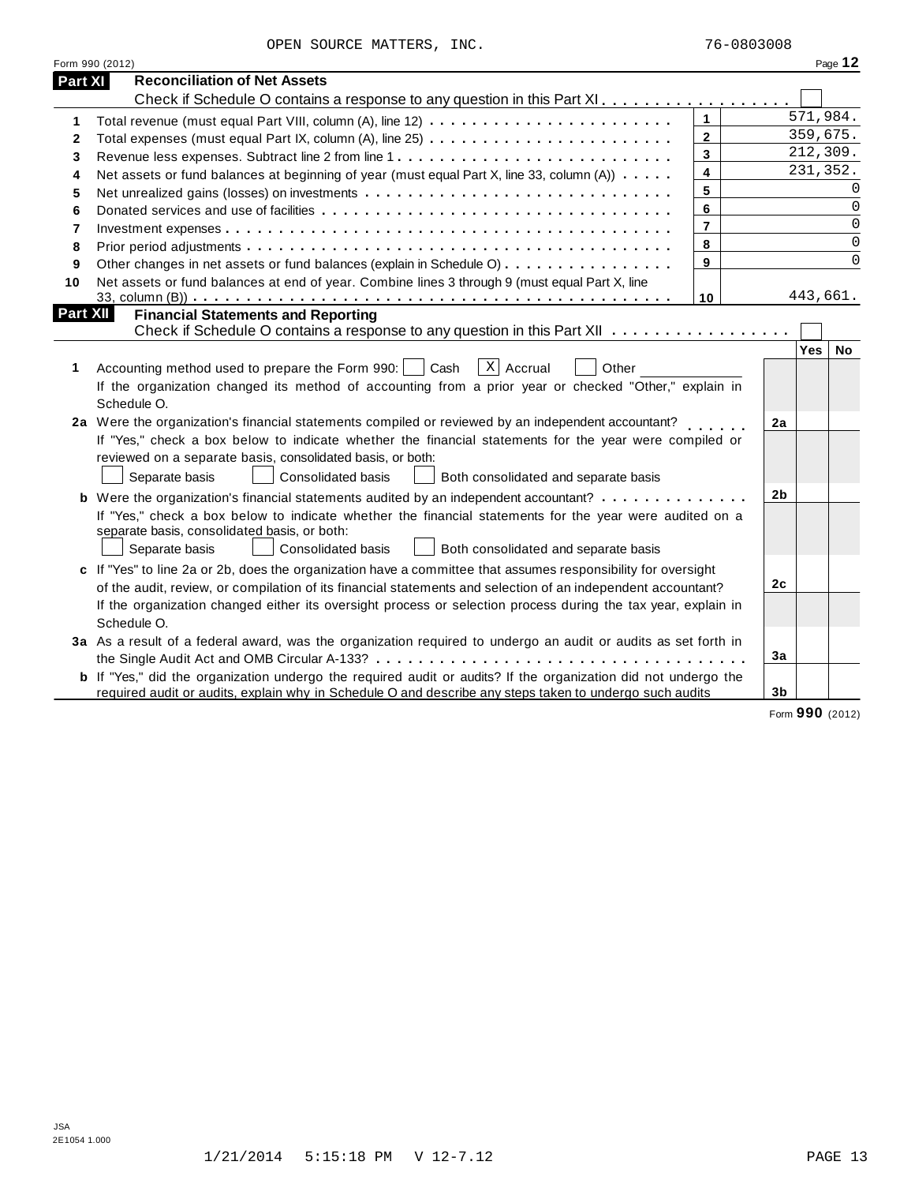OPEN SOURCE MATTERS, INC. 76-0803008

Form 990 (2012) Page **12**

## Part XI Reconciliation of Net Assets

Check if Schedule O contains a response to any question in this Part XI . . . . . . . . . . . . . . . . . . ☐

| | | | |
|---|---|---|---|
| 1 | Total revenue (must equal Part VIII, column (A), line 12) | 1 | 571,984. |
| 2 | Total expenses (must equal Part IX, column (A), line 25) | 2 | 359,675. |
| 3 | Revenue less expenses. Subtract line 2 from line 1 | 3 | 212,309. |
| 4 | Net assets or fund balances at beginning of year (must equal Part X, line 33, column (A)) | 4 | 231,352. |
| 5 | Net unrealized gains (losses) on investments | 5 | 0 |
| 6 | Donated services and use of facilities | 6 | 0 |
| 7 | Investment expenses | 7 | 0 |
| 8 | Prior period adjustments | 8 | 0 |
| 9 | Other changes in net assets or fund balances (explain in Schedule O) | 9 | 0 |
| 10 | Net assets or fund balances at end of year. Combine lines 3 through 9 (must equal Part X, line 33, column (B)) | 10 | 443,661. |

## Part XII Financial Statements and Reporting

Check if Schedule O contains a response to any question in this Part XII . . . . . . . . . . . . . . . . ☐

| | | | Yes | No |
|---|---|---|---|---|
| 1 | Accounting method used to prepare the Form 990: ☐ Cash ☒ Accrual ☐ Other ______<br>If the organization changed its method of accounting from a prior year or checked "Other," explain in Schedule O. | | | |
| 2a | Were the organization's financial statements compiled or reviewed by an independent accountant? | 2a | | |
| | If "Yes," check a box below to indicate whether the financial statements for the year were compiled or reviewed on a separate basis, consolidated basis, or both:<br>☐ Separate basis ☐ Consolidated basis ☐ Both consolidated and separate basis | | | |
| b | Were the organization's financial statements audited by an independent accountant? | 2b | | |
| | If "Yes," check a box below to indicate whether the financial statements for the year were audited on a separate basis, consolidated basis, or both:<br>☐ Separate basis ☐ Consolidated basis ☐ Both consolidated and separate basis | | | |
| c | If "Yes" to line 2a or 2b, does the organization have a committee that assumes responsibility for oversight of the audit, review, or compilation of its financial statements and selection of an independent accountant? | 2c | | |
| | If the organization changed either its oversight process or selection process during the tax year, explain in Schedule O. | | | |
| 3a | As a result of a federal award, was the organization required to undergo an audit or audits as set forth in the Single Audit Act and OMB Circular A-133? | 3a | | |
| b | If "Yes," did the organization undergo the required audit or audits? If the organization did not undergo the required audit or audits, explain why in Schedule O and describe any steps taken to undergo such audits | 3b | | |

Form **990** (2012)

JSA
2E1054 1.000

1/21/2014 5:15:18 PM V 12-7.12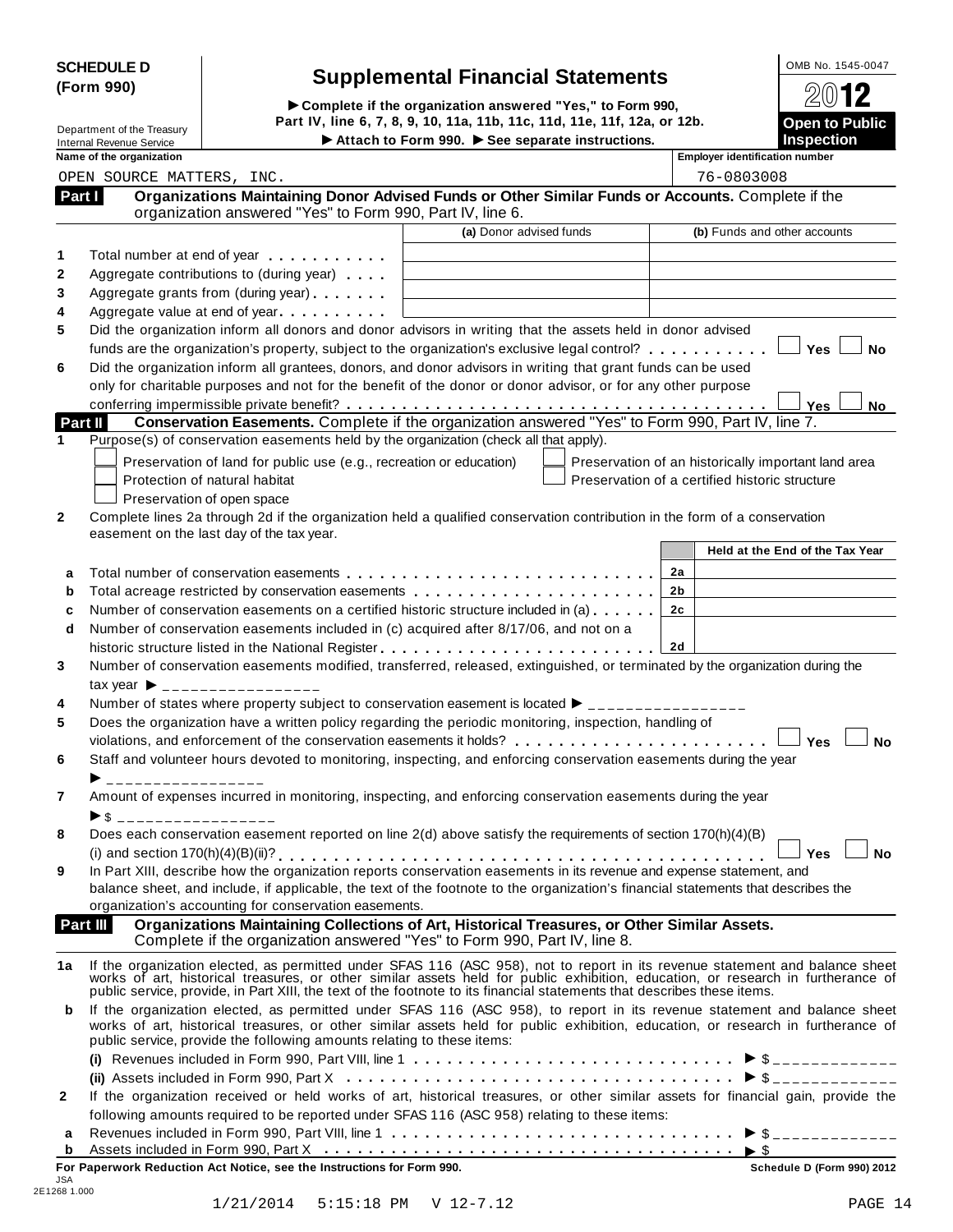**SCHEDULE D (Form 990)**

Department of the Treasury
Internal Revenue Service

# Supplemental Financial Statements

▶ Complete if the organization answered "Yes," to Form 990, Part IV, line 6, 7, 8, 9, 10, 11a, 11b, 11c, 11d, 11e, 11f, 12a, or 12b.
▶ Attach to Form 990. ▶ See separate instructions.

OMB No. 1545-0047

2012

**Open to Public Inspection**

| Name of the organization | Employer identification number |
|---|---|
| OPEN SOURCE MATTERS, INC. | 76-0803008 |

**Part I — Organizations Maintaining Donor Advised Funds or Other Similar Funds or Accounts.** Complete if the organization answered "Yes" to Form 990, Part IV, line 6.

| | | (a) Donor advised funds | (b) Funds and other accounts |
|---|---|---|---|
| 1 | Total number at end of year | | |
| 2 | Aggregate contributions to (during year) | | |
| 3 | Aggregate grants from (during year) | | |
| 4 | Aggregate value at end of year | | |

5 Did the organization inform all donors and donor advisors in writing that the assets held in donor advised funds are the organization's property, subject to the organization's exclusive legal control? ☐ Yes ☐ No

6 Did the organization inform all grantees, donors, and donor advisors in writing that grant funds can be used only for charitable purposes and not for the benefit of the donor or donor advisor, or for any other purpose conferring impermissible private benefit? ☐ Yes ☐ No

**Part II — Conservation Easements.** Complete if the organization answered "Yes" to Form 990, Part IV, line 7.

1 Purpose(s) of conservation easements held by the organization (check all that apply).

☐ Preservation of land for public use (e.g., recreation or education)
☐ Protection of natural habitat
☐ Preservation of open space
☐ Preservation of an historically important land area
☐ Preservation of a certified historic structure

2 Complete lines 2a through 2d if the organization held a qualified conservation contribution in the form of a conservation easement on the last day of the tax year.

| | | | Held at the End of the Tax Year |
|---|---|---|---|
| a | Total number of conservation easements | 2a | |
| b | Total acreage restricted by conservation easements | 2b | |
| c | Number of conservation easements on a certified historic structure included in (a) | 2c | |
| d | Number of conservation easements included in (c) acquired after 8/17/06, and not on a historic structure listed in the National Register | 2d | |

3 Number of conservation easements modified, transferred, released, extinguished, or terminated by the organization during the tax year ▶ ________________

4 Number of states where property subject to conservation easement is located ▶ ________________

5 Does the organization have a written policy regarding the periodic monitoring, inspection, handling of violations, and enforcement of the conservation easements it holds? ☐ Yes ☐ No

6 Staff and volunteer hours devoted to monitoring, inspecting, and enforcing conservation easements during the year ▶ ________________

7 Amount of expenses incurred in monitoring, inspecting, and enforcing conservation easements during the year ▶ $ ________________

8 Does each conservation easement reported on line 2(d) above satisfy the requirements of section 170(h)(4)(B)(i) and section 170(h)(4)(B)(ii)? ☐ Yes ☐ No

9 In Part XIII, describe how the organization reports conservation easements in its revenue and expense statement, and balance sheet, and include, if applicable, the text of the footnote to the organization's financial statements that describes the organization's accounting for conservation easements.

**Part III — Organizations Maintaining Collections of Art, Historical Treasures, or Other Similar Assets.** Complete if the organization answered "Yes" to Form 990, Part IV, line 8.

1a If the organization elected, as permitted under SFAS 116 (ASC 958), not to report in its revenue statement and balance sheet works of art, historical treasures, or other similar assets held for public exhibition, education, or research in furtherance of public service, provide, in Part XIII, the text of the footnote to its financial statements that describes these items.

b If the organization elected, as permitted under SFAS 116 (ASC 958), to report in its revenue statement and balance sheet works of art, historical treasures, or other similar assets held for public exhibition, education, or research in furtherance of public service, provide the following amounts relating to these items:

(i) Revenues included in Form 990, Part VIII, line 1 ▶ $ ____________

(ii) Assets included in Form 990, Part X ▶ $ ____________

2 If the organization received or held works of art, historical treasures, or other similar assets for financial gain, provide the following amounts required to be reported under SFAS 116 (ASC 958) relating to these items:

a Revenues included in Form 990, Part VIII, line 1 ▶ $ ____________

b Assets included in Form 990, Part X ▶ $

**For Paperwork Reduction Act Notice, see the Instructions for Form 990.** Schedule D (Form 990) 2012

JSA
2E1268 1.000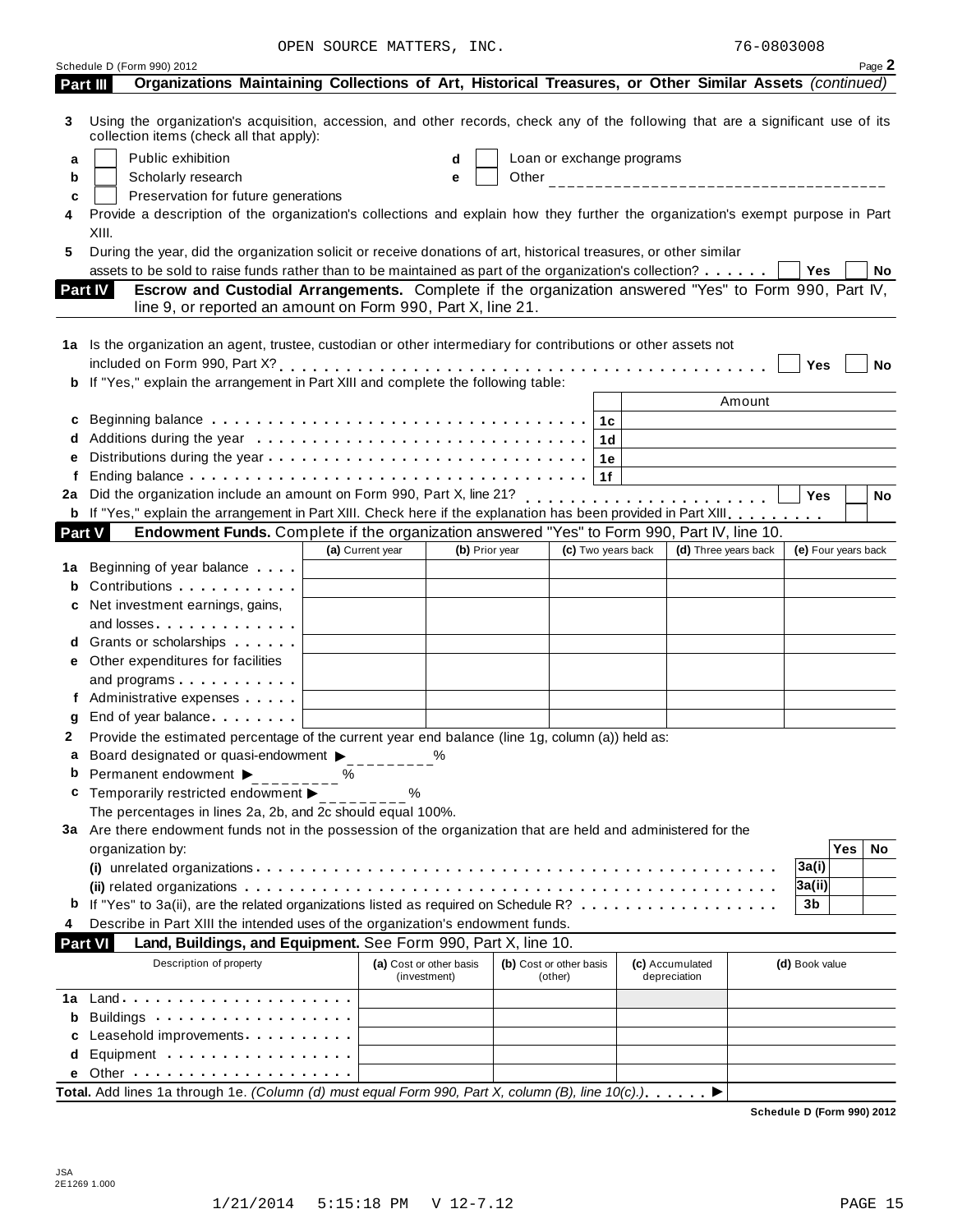OPEN SOURCE MATTERS, INC. 76-0803008

Schedule D (Form 990) 2012 Page 2

**Part III** **Organizations Maintaining Collections of Art, Historical Treasures, or Other Similar Assets** *(continued)*

**3** Using the organization's acquisition, accession, and other records, check any of the following that are a significant use of its collection items (check all that apply):

- **a** ☐ Public exhibition
- **b** ☐ Scholarly research
- **c** ☐ Preservation for future generations
- **d** ☐ Loan or exchange programs
- **e** ☐ Other ____________________

**4** Provide a description of the organization's collections and explain how they further the organization's exempt purpose in Part XIII.

**5** During the year, did the organization solicit or receive donations of art, historical treasures, or other similar assets to be sold to raise funds rather than to be maintained as part of the organization's collection? ☐ Yes ☐ No

**Part IV** **Escrow and Custodial Arrangements.** Complete if the organization answered "Yes" to Form 990, Part IV, line 9, or reported an amount on Form 990, Part X, line 21.

**1a** Is the organization an agent, trustee, custodian or other intermediary for contributions or other assets not included on Form 990, Part X? ☐ Yes ☐ No

**b** If "Yes," explain the arrangement in Part XIII and complete the following table:

| | | | Amount |
|---|---|---|---|
| **c** | Beginning balance | 1c | |
| **d** | Additions during the year | 1d | |
| **e** | Distributions during the year | 1e | |
| **f** | Ending balance | 1f | |

**2a** Did the organization include an amount on Form 990, Part X, line 21? ☐ Yes ☐ No

**b** If "Yes," explain the arrangement in Part XIII. Check here if the explanation has been provided in Part XIII ☐

**Part V** **Endowment Funds.** Complete if the organization answered "Yes" to Form 990, Part IV, line 10.

| | | (a) Current year | (b) Prior year | (c) Two years back | (d) Three years back | (e) Four years back |
|---|---|---|---|---|---|---|
| **1a** | Beginning of year balance | | | | | |
| **b** | Contributions | | | | | |
| **c** | Net investment earnings, gains, and losses | | | | | |
| **d** | Grants or scholarships | | | | | |
| **e** | Other expenditures for facilities and programs | | | | | |
| **f** | Administrative expenses | | | | | |
| **g** | End of year balance | | | | | |

**2** Provide the estimated percentage of the current year end balance (line 1g, column (a)) held as:

- **a** Board designated or quasi-endowment ▶ ________ %
- **b** Permanent endowment ▶ ________ %
- **c** Temporarily restricted endowment ▶ ________ %

The percentages in lines 2a, 2b, and 2c should equal 100%.

**3a** Are there endowment funds not in the possession of the organization that are held and administered for the organization by:

| | | | Yes | No |
|---|---|---|---|---|
| | **(i)** unrelated organizations | 3a(i) | | |
| | **(ii)** related organizations | 3a(ii) | | |
| **b** | If "Yes" to 3a(ii), are the related organizations listed as required on Schedule R? | 3b | | |

**4** Describe in Part XIII the intended uses of the organization's endowment funds.

**Part VI** **Land, Buildings, and Equipment.** See Form 990, Part X, line 10.

| | Description of property | (a) Cost or other basis (investment) | (b) Cost or other basis (other) | (c) Accumulated depreciation | (d) Book value |
|---|---|---|---|---|---|
| **1a** | Land | | | | |
| **b** | Buildings | | | | |
| **c** | Leasehold improvements | | | | |
| **d** | Equipment | | | | |
| **e** | Other | | | | |

**Total.** Add lines 1a through 1e. *(Column (d) must equal Form 990, Part X, column (B), line 10(c).)* ▶

**Schedule D (Form 990) 2012**

JSA
2E1269 1.000

1/21/2014 5:15:18 PM V 12-7.12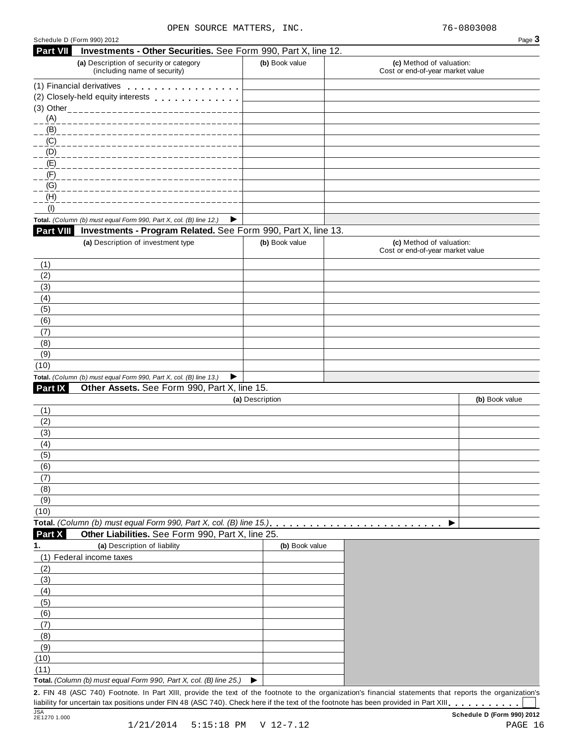OPEN SOURCE MATTERS, INC. 76-0803008

Schedule D (Form 990) 2012 Page **3**

## Part VII Investments - Other Securities. See Form 990, Part X, line 12.

| (a) Description of security or category (including name of security) | (b) Book value | (c) Method of valuation: Cost or end-of-year market value |
|---|---|---|
| (1) Financial derivatives | | |
| (2) Closely-held equity interests | | |
| (3) Other | | |
| (A) | | |
| (B) | | |
| (C) | | |
| (D) | | |
| (E) | | |
| (F) | | |
| (G) | | |
| (H) | | |
| (I) | | |
| **Total.** *(Column (b) must equal Form 990, Part X, col. (B) line 12.)* ▶ | | |

## Part VIII Investments - Program Related. See Form 990, Part X, line 13.

| (a) Description of investment type | (b) Book value | (c) Method of valuation: Cost or end-of-year market value |
|---|---|---|
| (1) | | |
| (2) | | |
| (3) | | |
| (4) | | |
| (5) | | |
| (6) | | |
| (7) | | |
| (8) | | |
| (9) | | |
| (10) | | |
| **Total.** *(Column (b) must equal Form 990, Part X, col. (B) line 13.)* ▶ | | |

## Part IX Other Assets. See Form 990, Part X, line 15.

| (a) Description | (b) Book value |
|---|---|
| (1) | |
| (2) | |
| (3) | |
| (4) | |
| (5) | |
| (6) | |
| (7) | |
| (8) | |
| (9) | |
| (10) | |
| **Total.** *(Column (b) must equal Form 990, Part X, col. (B) line 15.)* ▶ | |

## Part X Other Liabilities. See Form 990, Part X, line 25.

| 1. (a) Description of liability | (b) Book value |
|---|---|
| (1) Federal income taxes | |
| (2) | |
| (3) | |
| (4) | |
| (5) | |
| (6) | |
| (7) | |
| (8) | |
| (9) | |
| (10) | |
| (11) | |
| **Total.** *(Column (b) must equal Form 990, Part X, col. (B) line 25.)* ▶ | |

**2.** FIN 48 (ASC 740) Footnote. In Part XIII, provide the text of the footnote to the organization's financial statements that reports the organization's liability for uncertain tax positions under FIN 48 (ASC 740). Check here if the text of the footnote has been provided in Part XIII ☐

JSA 2E1270 1.000 **Schedule D (Form 990) 2012**

1/21/2014 5:15:18 PM V 12-7.12 PAGE 16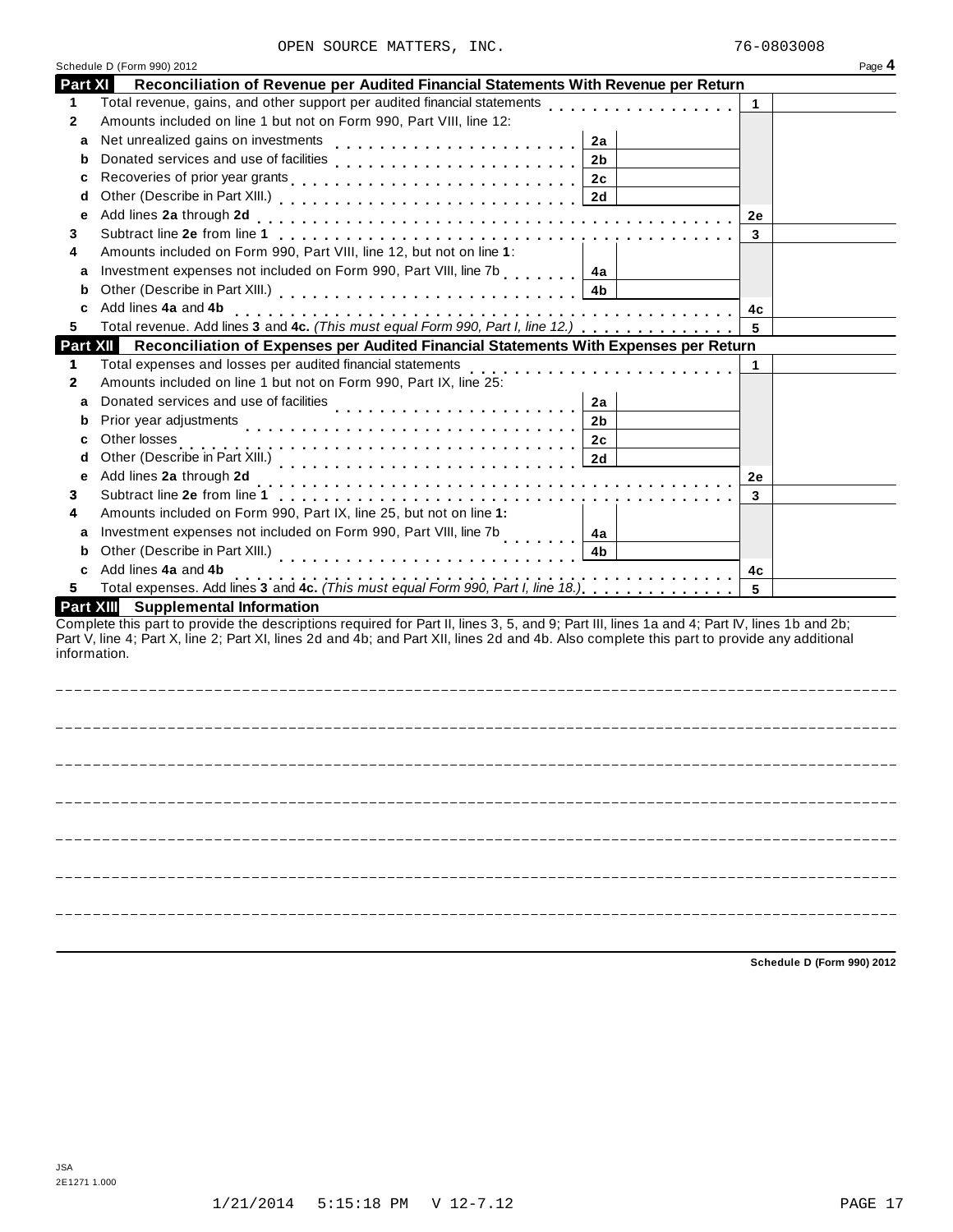OPEN SOURCE MATTERS, INC. 76-0803008

Schedule D (Form 990) 2012

## Part XI Reconciliation of Revenue per Audited Financial Statements With Revenue per Return

| | | | | | |
|---|---|---|---|---|---|
| **1** | Total revenue, gains, and other support per audited financial statements | | | 1 | |
| **2** | Amounts included on line 1 but not on Form 990, Part VIII, line 12: | | | | |
| **a** | Net unrealized gains on investments | 2a | | | |
| **b** | Donated services and use of facilities | 2b | | | |
| **c** | Recoveries of prior year grants | 2c | | | |
| **d** | Other (Describe in Part XIII.) | 2d | | | |
| **e** | Add lines **2a** through **2d** | | | 2e | |
| **3** | Subtract line **2e** from line **1** | | | 3 | |
| **4** | Amounts included on Form 990, Part VIII, line 12, but not on line **1**: | | | | |
| **a** | Investment expenses not included on Form 990, Part VIII, line 7b | 4a | | | |
| **b** | Other (Describe in Part XIII.) | 4b | | | |
| **c** | Add lines **4a** and **4b** | | | 4c | |
| **5** | Total revenue. Add lines **3** and **4c.** *(This must equal Form 990, Part I, line 12.)* | | | 5 | |

## Part XII Reconciliation of Expenses per Audited Financial Statements With Expenses per Return

| | | | | | |
|---|---|---|---|---|---|
| **1** | Total expenses and losses per audited financial statements | | | 1 | |
| **2** | Amounts included on line 1 but not on Form 990, Part IX, line 25: | | | | |
| **a** | Donated services and use of facilities | 2a | | | |
| **b** | Prior year adjustments | 2b | | | |
| **c** | Other losses | 2c | | | |
| **d** | Other (Describe in Part XIII.) | 2d | | | |
| **e** | Add lines **2a** through **2d** | | | 2e | |
| **3** | Subtract line **2e** from line **1** | | | 3 | |
| **4** | Amounts included on Form 990, Part IX, line 25, but not on line **1:** | | | | |
| **a** | Investment expenses not included on Form 990, Part VIII, line 7b | 4a | | | |
| **b** | Other (Describe in Part XIII.) | 4b | | | |
| **c** | Add lines **4a** and **4b** | | | 4c | |
| **5** | Total expenses. Add lines **3** and **4c.** *(This must equal Form 990, Part I, line 18.)* | | | 5 | |

## Part XIII Supplemental Information

Complete this part to provide the descriptions required for Part II, lines 3, 5, and 9; Part III, lines 1a and 4; Part IV, lines 1b and 2b; Part V, line 4; Part X, line 2; Part XI, lines 2d and 4b; and Part XII, lines 2d and 4b. Also complete this part to provide any additional information.

**Schedule D (Form 990) 2012**

JSA
2E1271 1.000

1/21/2014 5:15:18 PM V 12-7.12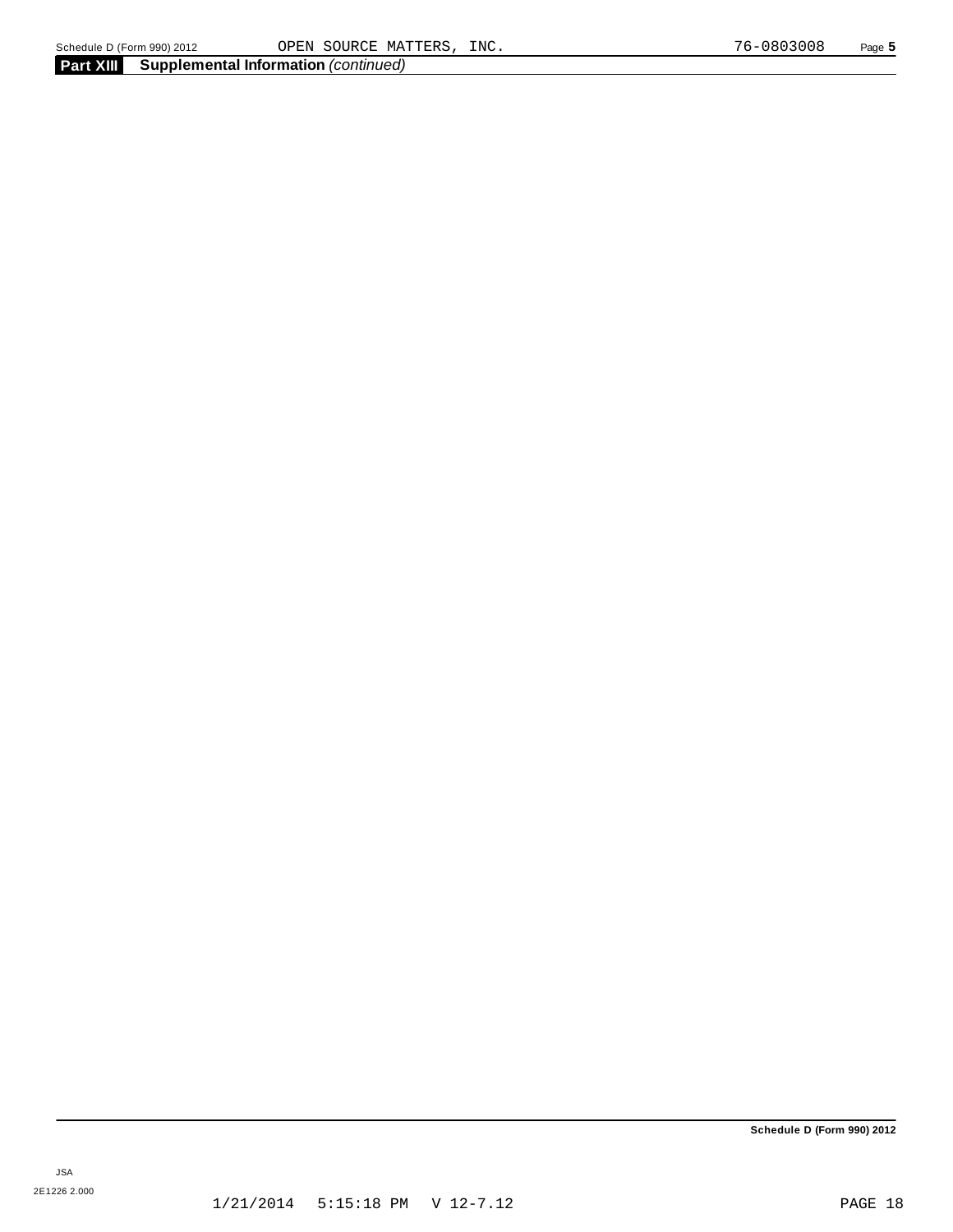**Part XIII** **Supplemental Information** *(continued)*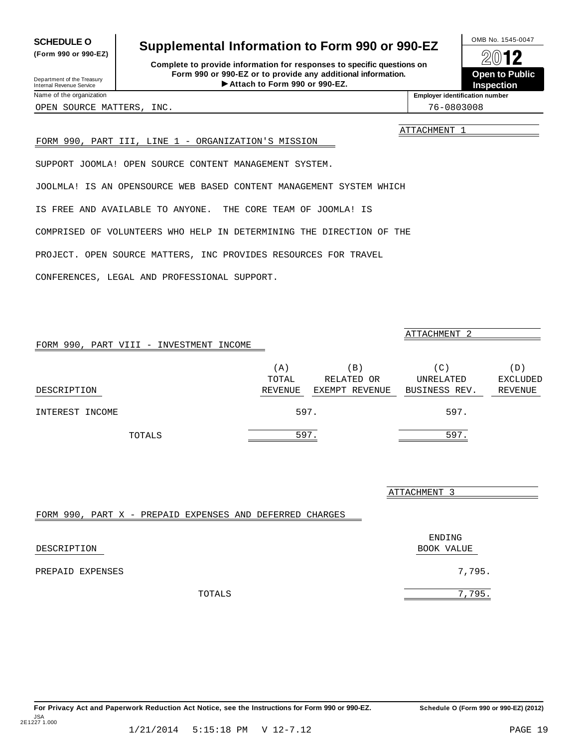**SCHEDULE O**
**(Form 990 or 990-EZ)**

Department of the Treasury
Internal Revenue Service

# Supplemental Information to Form 990 or 990-EZ

**Complete to provide information for responses to specific questions on Form 990 or 990-EZ or to provide any additional information.**
**▶ Attach to Form 990 or 990-EZ.**

OMB No. 1545-0047

**2012**

**Open to Public Inspection**

Name of the organization: OPEN SOURCE MATTERS, INC.

Employer identification number: 76-0803008

ATTACHMENT 1

FORM 990, PART III, LINE 1 - ORGANIZATION'S MISSION

SUPPORT JOOMLA! OPEN SOURCE CONTENT MANAGEMENT SYSTEM.

JOOLMLA! IS AN OPENSOURCE WEB BASED CONTENT MANAGEMENT SYSTEM WHICH IS FREE AND AVAILABLE TO ANYONE. THE CORE TEAM OF JOOMLA! IS COMPRISED OF VOLUNTEERS WHO HELP IN DETERMINING THE DIRECTION OF THE PROJECT. OPEN SOURCE MATTERS, INC PROVIDES RESOURCES FOR TRAVEL CONFERENCES, LEGAL AND PROFESSIONAL SUPPORT.

ATTACHMENT 2

FORM 990, PART VIII - INVESTMENT INCOME

| DESCRIPTION | (A) TOTAL REVENUE | (B) RELATED OR EXEMPT REVENUE | (C) UNRELATED BUSINESS REV. | (D) EXCLUDED REVENUE |
|---|---|---|---|---|
| INTEREST INCOME | 597. | | 597. | |
| TOTALS | 597. | | 597. | |

ATTACHMENT 3

FORM 990, PART X - PREPAID EXPENSES AND DEFERRED CHARGES

| DESCRIPTION | ENDING BOOK VALUE |
|---|---|
| PREPAID EXPENSES | 7,795. |
| TOTALS | 7,795. |

**For Privacy Act and Paperwork Reduction Act Notice, see the Instructions for Form 990 or 990-EZ.** **Schedule O (Form 990 or 990-EZ) (2012)**

JSA
2E1227 1.000

1/21/2014 5:15:18 PM V 12-7.12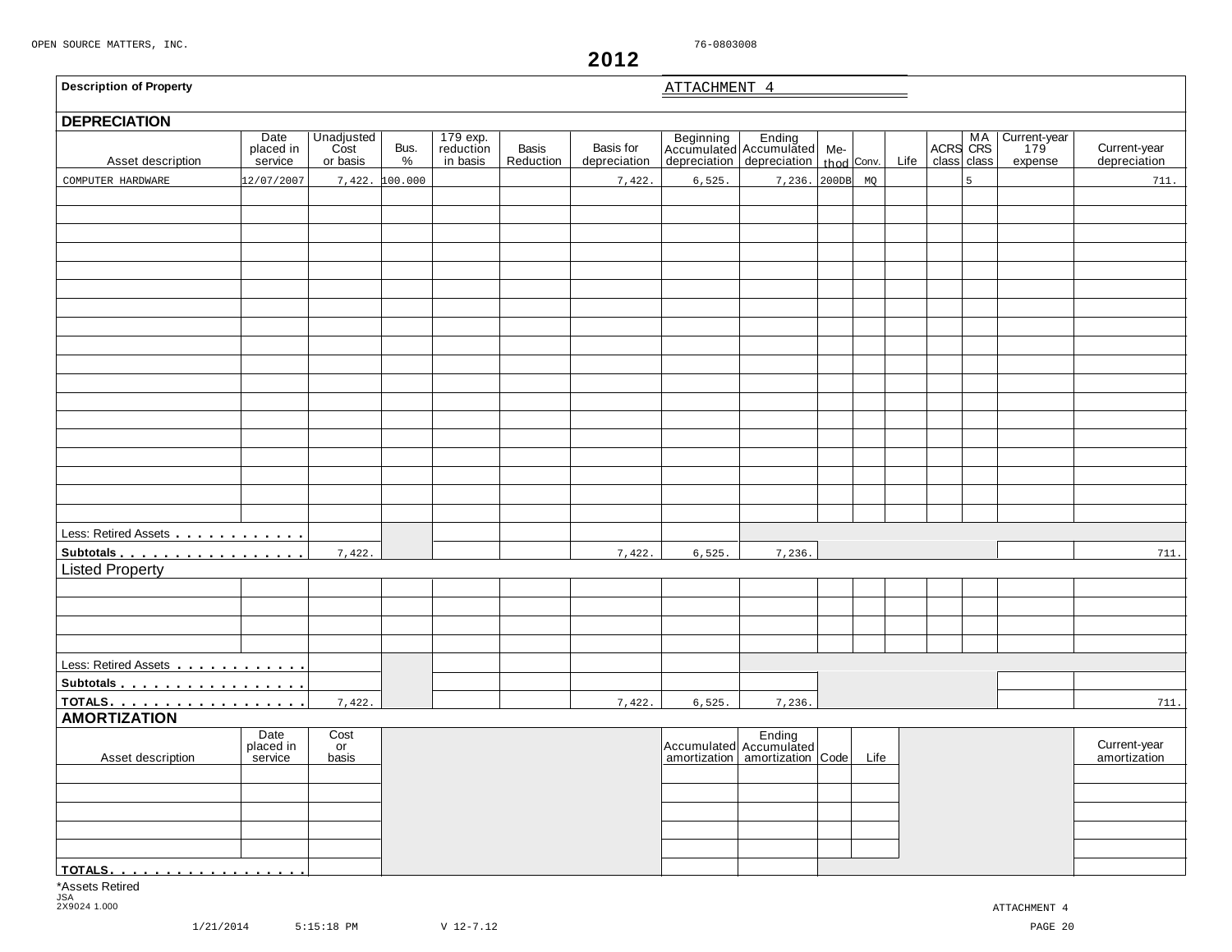OPEN SOURCE MATTERS, INC. 76-0803008

# 2012

**Description of Property** ATTACHMENT 4

## DEPRECIATION

| Asset description | Date placed in service | Unadjusted Cost or basis | Bus. % | 179 exp. reduction in basis | Basis Reduction | Basis for depreciation | Beginning Accumulated depreciation | Ending Accumulated depreciation | Method | Conv. | Life | ACRS class | MACRS class | Current-year 179 expense | Current-year depreciation |
|---|---|---|---|---|---|---|---|---|---|---|---|---|---|---|---|
| COMPUTER HARDWARE | 12/07/2007 | 7,422. | 100.000 | | | 7,422. | 6,525. | 7,236. | 200DB | MQ | | | 5 | | 711. |
| Less: Retired Assets | | | | | | | | | | | | | | | |
| **Subtotals** | | 7,422. | | | | 7,422. | 6,525. | 7,236. | | | | | | | 711. |

## Listed Property

| Asset description | Date placed in service | Unadjusted Cost or basis | Bus. % | 179 exp. reduction in basis | Basis Reduction | Basis for depreciation | Beginning Accumulated depreciation | Ending Accumulated depreciation | Method | Conv. | Life | ACRS class | MACRS class | Current-year 179 expense | Current-year depreciation |
|---|---|---|---|---|---|---|---|---|---|---|---|---|---|---|---|
| Less: Retired Assets | | | | | | | | | | | | | | | |
| **Subtotals** | | | | | | | | | | | | | | | |
| **TOTALS** | | 7,422. | | | | 7,422. | 6,525. | 7,236. | | | | | | | 711. |

## AMORTIZATION

| Asset description | Date placed in service | Cost or basis | Accumulated amortization | Ending Accumulated amortization | Code | Life | Current-year amortization |
|---|---|---|---|---|---|---|---|
| **TOTALS** | | | | | | | |

*Assets Retired

JSA
2X9024 1.000

ATTACHMENT 4

1/21/2014 5:15:18 PM V 12-7.12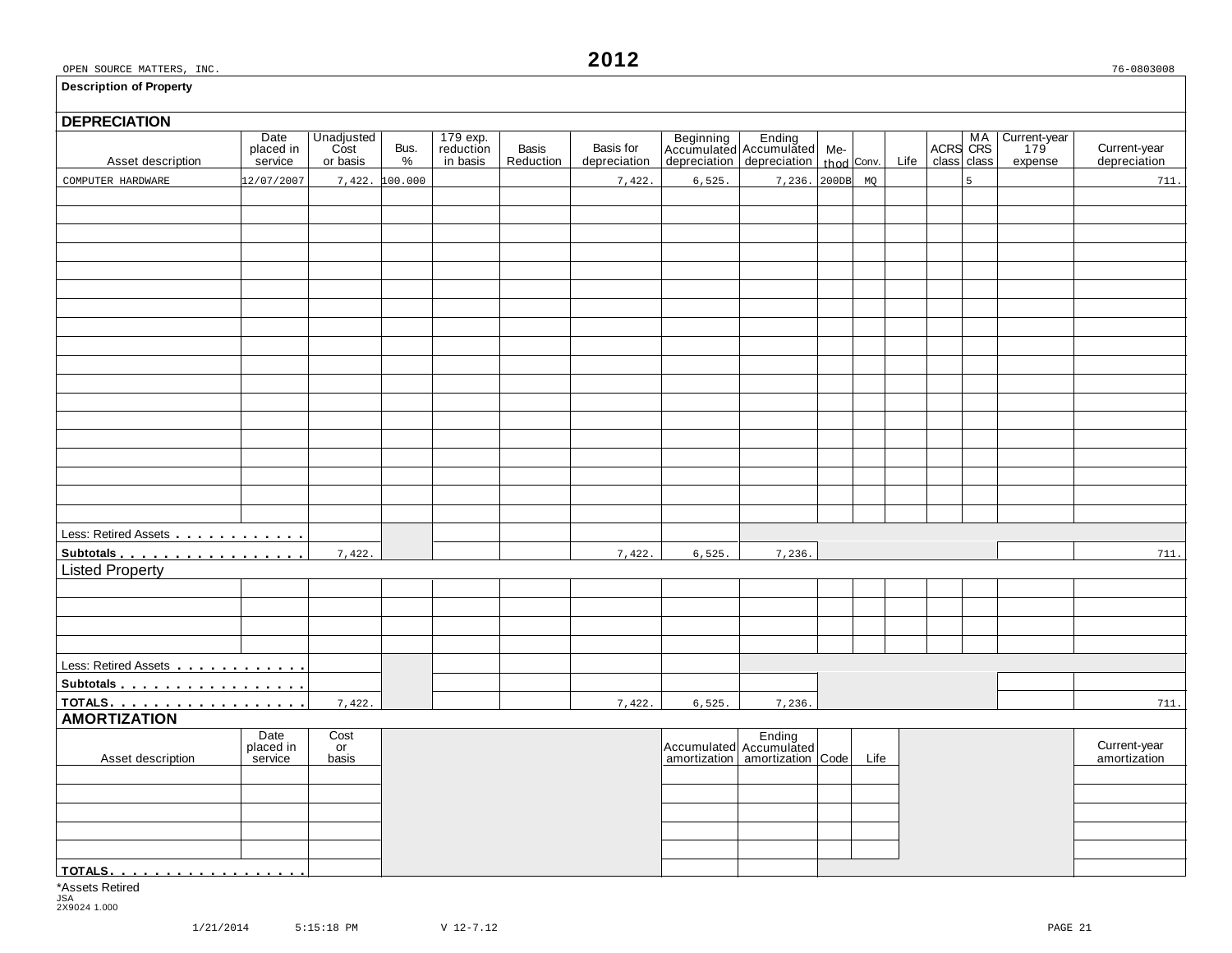OPEN SOURCE MATTERS, INC. **2012** 76-0803008

**Description of Property**

## DEPRECIATION

| Asset description | Date placed in service | Unadjusted Cost or basis | Bus. % | 179 exp. reduction in basis | Basis Reduction | Basis for depreciation | Beginning Accumulated depreciation | Ending Accumulated depreciation | Me-thod | Conv. | Life | ACRS class | MACRS class | Current-year 179 expense | Current-year depreciation |
|---|---|---|---|---|---|---|---|---|---|---|---|---|---|---|---|
| COMPUTER HARDWARE | 12/07/2007 | 7,422. | 100.000 | | | 7,422. | 6,525. | 7,236. | 200DB | MQ | | | 5 | | 711. |
| Less: Retired Assets | | | | | | | | | | | | | | | |
| Subtotals | | 7,422. | | | | 7,422. | 6,525. | 7,236. | | | | | | | 711. |

## Listed Property

| Asset description | Date placed in service | Unadjusted Cost or basis | Bus. % | 179 exp. reduction in basis | Basis Reduction | Basis for depreciation | Beginning Accumulated depreciation | Ending Accumulated depreciation | Me-thod | Conv. | Life | ACRS class | MACRS class | Current-year 179 expense | Current-year depreciation |
|---|---|---|---|---|---|---|---|---|---|---|---|---|---|---|---|
| Less: Retired Assets | | | | | | | | | | | | | | | |
| Subtotals | | | | | | | | | | | | | | | |
| TOTALS | | 7,422. | | | | 7,422. | 6,525. | 7,236. | | | | | | | 711. |

## AMORTIZATION

| Asset description | Date placed in service | Cost or basis | Accumulated amortization | Ending Accumulated amortization | Code | Life | Current-year amortization |
|---|---|---|---|---|---|---|---|
| TOTALS | | | | | | | |

*Assets Retired

JSA
2X9024 1.000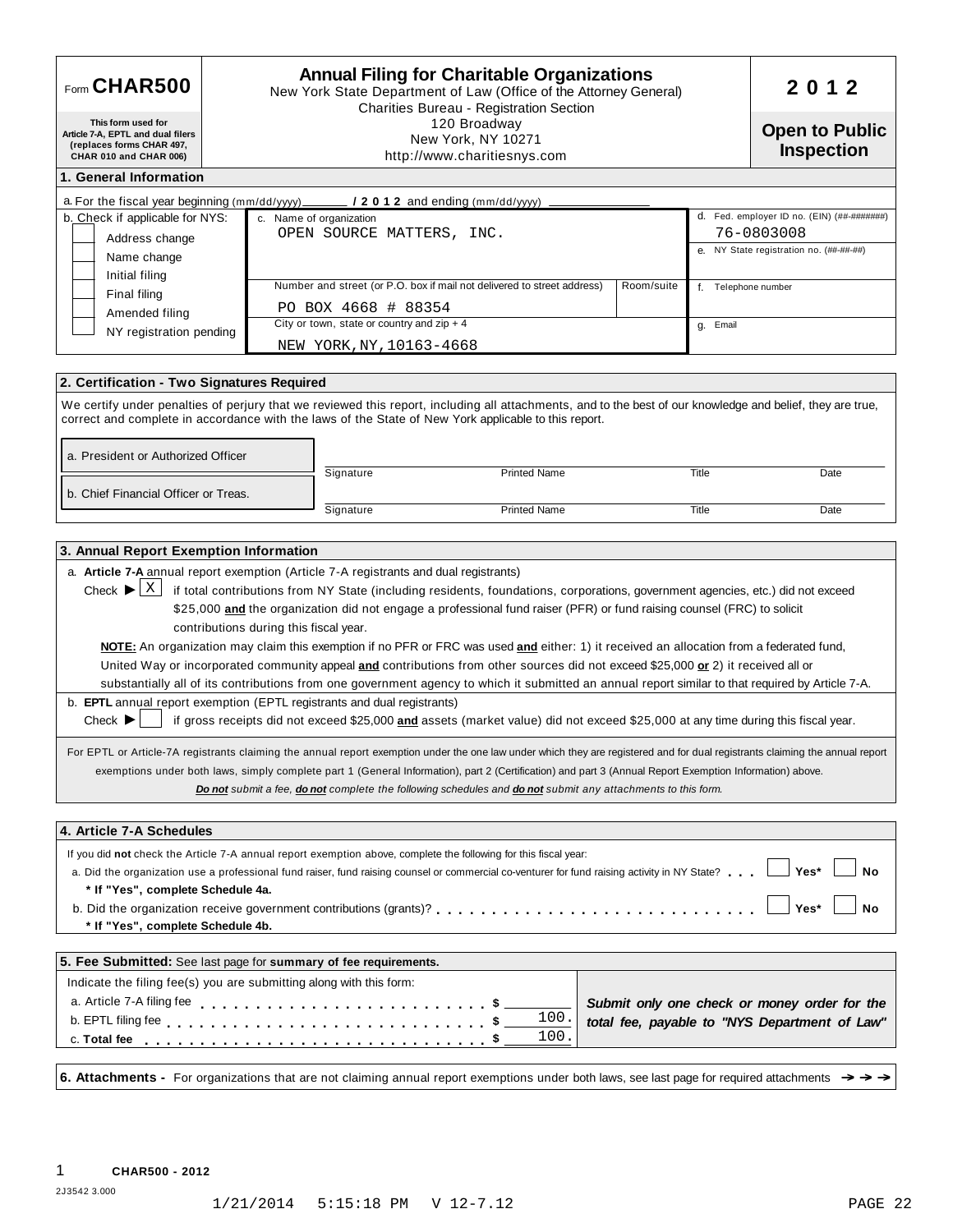# Form CHAR500

**This form used for Article 7-A, EPTL and dual filers (replaces forms CHAR 497, CHAR 010 and CHAR 006)**

## Annual Filing for Charitable Organizations

New York State Department of Law (Office of the Attorney General)
Charities Bureau - Registration Section
120 Broadway
New York, NY 10271
http://www.charitiesnys.com

**2012**

**Open to Public Inspection**

### 1. General Information

a. For the fiscal year beginning (mm/dd/yyyy) ______ **/ 2 0 1 2** and ending (mm/dd/yyyy) ______

| b. Check if applicable for NYS: | c. Name of organization | | d. Fed. employer ID no. (EIN) (##-#######) |
|---|---|---|---|
| ☐ Address change | OPEN SOURCE MATTERS, INC. | | 76-0803008 |
| ☐ Name change | | | e. NY State registration no. (##-##-##) |
| ☐ Initial filing | Number and street (or P.O. box if mail not delivered to street address) | Room/suite | f. Telephone number |
| ☐ Final filing | PO BOX 4668 # 88354 | | |
| ☐ Amended filing | City or town, state or country and zip + 4 | | g. Email |
| ☐ NY registration pending | NEW YORK,NY,10163-4668 | | |

### 2. Certification - Two Signatures Required

We certify under penalties of perjury that we reviewed this report, including all attachments, and to the best of our knowledge and belief, they are true, correct and complete in accordance with the laws of the State of New York applicable to this report.

| | Signature | Printed Name | Title | Date |
|---|---|---|---|---|
| a. President or Authorized Officer | | | | |
| b. Chief Financial Officer or Treas. | | | | |

### 3. Annual Report Exemption Information

a. **Article 7-A** annual report exemption (Article 7-A registrants and dual registrants)

Check ▶ [X] if total contributions from NY State (including residents, foundations, corporations, government agencies, etc.) did not exceed $25,000 **and** the organization did not engage a professional fund raiser (PFR) or fund raising counsel (FRC) to solicit contributions during this fiscal year.

**NOTE:** An organization may claim this exemption if no PFR or FRC was used **and** either: 1) it received an allocation from a federated fund, United Way or incorporated community appeal **and** contributions from other sources did not exceed $25,000 **or** 2) it received all or substantially all of its contributions from one government agency to which it submitted an annual report similar to that required by Article 7-A.

b. **EPTL** annual report exemption (EPTL registrants and dual registrants)

Check ▶ [ ] if gross receipts did not exceed $25,000 **and** assets (market value) did not exceed $25,000 at any time during this fiscal year.

For EPTL or Article-7A registrants claiming the annual report exemption under the one law under which they are registered and for dual registrants claiming the annual report exemptions under both laws, simply complete part 1 (General Information), part 2 (Certification) and part 3 (Annual Report Exemption Information) above.

***Do not** submit a fee, **do not** complete the following schedules and **do not** submit any attachments to this form.*

### 4. Article 7-A Schedules

If you did **not** check the Article 7-A annual report exemption above, complete the following for this fiscal year:

a. Did the organization use a professional fund raiser, fund raising counsel or commercial co-venturer for fund raising activity in NY State? . . . ☐ Yes* ☐ No

**\* If "Yes", complete Schedule 4a.**

b. Did the organization receive government contributions (grants)? . . . ☐ Yes* ☐ No

**\* If "Yes", complete Schedule 4b.**

### 5. Fee Submitted: See last page for **summary of fee requirements.**

Indicate the filing fee(s) you are submitting along with this form:

| | |
|---|---|
| a. Article 7-A filing fee . . . . . $ | |
| b. EPTL filing fee . . . . . $ | 100. |
| c. **Total fee** . . . . . $ | 100. |

***Submit only one check or money order for the total fee, payable to "NYS Department of Law"***

**6. Attachments -** For organizations that are not claiming annual report exemptions under both laws, see last page for required attachments ➔➔➔

**CHAR500 - 2012**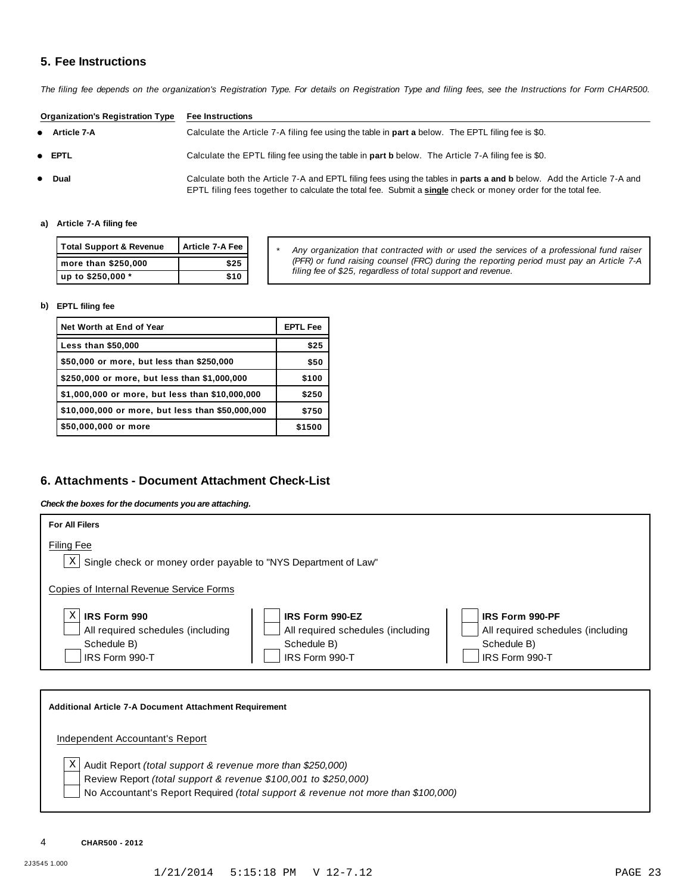## 5. Fee Instructions

*The filing fee depends on the organization's Registration Type. For details on Registration Type and filing fees, see the Instructions for Form CHAR500.*

| Organization's Registration Type | Fee Instructions |
|---|---|
| ● **Article 7-A** | Calculate the Article 7-A filing fee using the table in **part a** below. The EPTL filing fee is $0. |
| ● **EPTL** | Calculate the EPTL filing fee using the table in **part b** below. The Article 7-A filing fee is $0. |
| ● **Dual** | Calculate both the Article 7-A and EPTL filing fees using the tables in **parts a and b** below. Add the Article 7-A and EPTL filing fees together to calculate the total fee. Submit a **single** check or money order for the total fee. |

**a) Article 7-A filing fee**

| Total Support & Revenue | Article 7-A Fee |
|---|---|
| more than $250,000 | $25 |
| up to $250,000 * | $10 |

\* *Any organization that contracted with or used the services of a professional fund raiser (PFR) or fund raising counsel (FRC) during the reporting period must pay an Article 7-A filing fee of $25, regardless of total support and revenue.*

**b) EPTL filing fee**

| Net Worth at End of Year | EPTL Fee |
|---|---|
| Less than $50,000 | $25 |
| $50,000 or more, but less than $250,000 | $50 |
| $250,000 or more, but less than $1,000,000 | $100 |
| $1,000,000 or more, but less than $10,000,000 | $250 |
| $10,000,000 or more, but less than $50,000,000 | $750 |
| $50,000,000 or more | $1500 |

## 6. Attachments - Document Attachment Check-List

***Check the boxes for the documents you are attaching.***

**For All Filers**

Filing Fee

[X] Single check or money order payable to "NYS Department of Law"

Copies of Internal Revenue Service Forms

[X] **IRS Form 990**
[ ] All required schedules (including Schedule B)
[ ] IRS Form 990-T

[ ] **IRS Form 990-EZ**
[ ] All required schedules (including Schedule B)
[ ] IRS Form 990-T

[ ] **IRS Form 990-PF**
[ ] All required schedules (including Schedule B)
[ ] IRS Form 990-T

**Additional Article 7-A Document Attachment Requirement**

Independent Accountant's Report

[X] Audit Report *(total support & revenue more than $250,000)*
[ ] Review Report *(total support & revenue $100,001 to $250,000)*
[ ] No Accountant's Report Required *(total support & revenue not more than $100,000)*